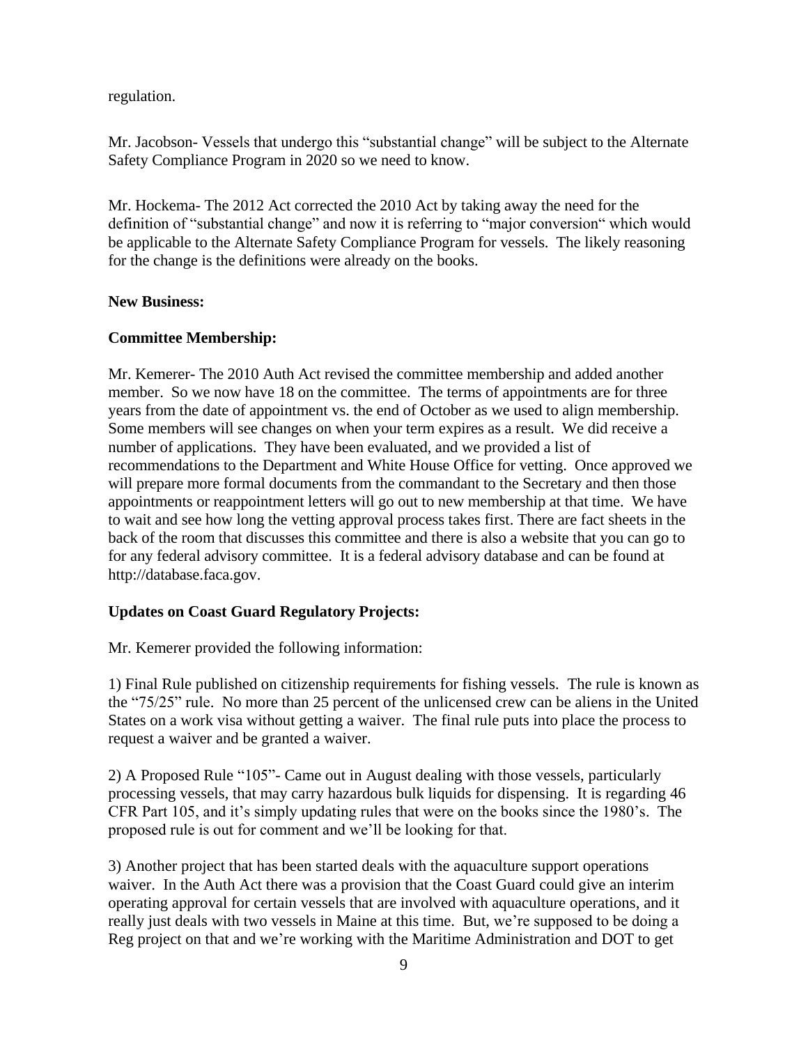regulation.

Mr. Jacobson- Vessels that undergo this "substantial change" will be subject to the Alternate Safety Compliance Program in 2020 so we need to know.

Mr. Hockema- The 2012 Act corrected the 2010 Act by taking away the need for the definition of "substantial change" and now it is referring to "major conversion" which would be applicable to the Alternate Safety Compliance Program for vessels. The likely reasoning for the change is the definitions were already on the books.

**New Business:**

**Committee Membership:**

Mr. Kemerer- The 2010 Auth Act revised the committee membership and added another member. So we now have 18 on the committee. The terms of appointments are for three years from the date of appointment vs. the end of October as we used to align membership. Some members will see changes on when your term expires as a result. We did receive a number of applications. They have been evaluated, and we provided a list of recommendations to the Department and White House Office for vetting. Once approved we will prepare more formal documents from the commandant to the Secretary and then those appointments or reappointment letters will go out to new membership at that time. We have to wait and see how long the vetting approval process takes first. There are fact sheets in the back of the room that discusses this committee and there is also a website that you can go to for any federal advisory committee. It is a federal advisory database and can be found at http://database.faca.gov.

**Updates on Coast Guard Regulatory Projects:**

Mr. Kemerer provided the following information:

1) Final Rule published on citizenship requirements for fishing vessels. The rule is known as the "75/25" rule. No more than 25 percent of the unlicensed crew can be aliens in the United States on a work visa without getting a waiver. The final rule puts into place the process to request a waiver and be granted a waiver.

2) A Proposed Rule "105"- Came out in August dealing with those vessels, particularly processing vessels, that may carry hazardous bulk liquids for dispensing. It is regarding 46 CFR Part 105, and it's simply updating rules that were on the books since the 1980's. The proposed rule is out for comment and we'll be looking for that.

3) Another project that has been started deals with the aquaculture support operations waiver. In the Auth Act there was a provision that the Coast Guard could give an interim operating approval for certain vessels that are involved with aquaculture operations, and it really just deals with two vessels in Maine at this time. But, we're supposed to be doing a Reg project on that and we're working with the Maritime Administration and DOT to get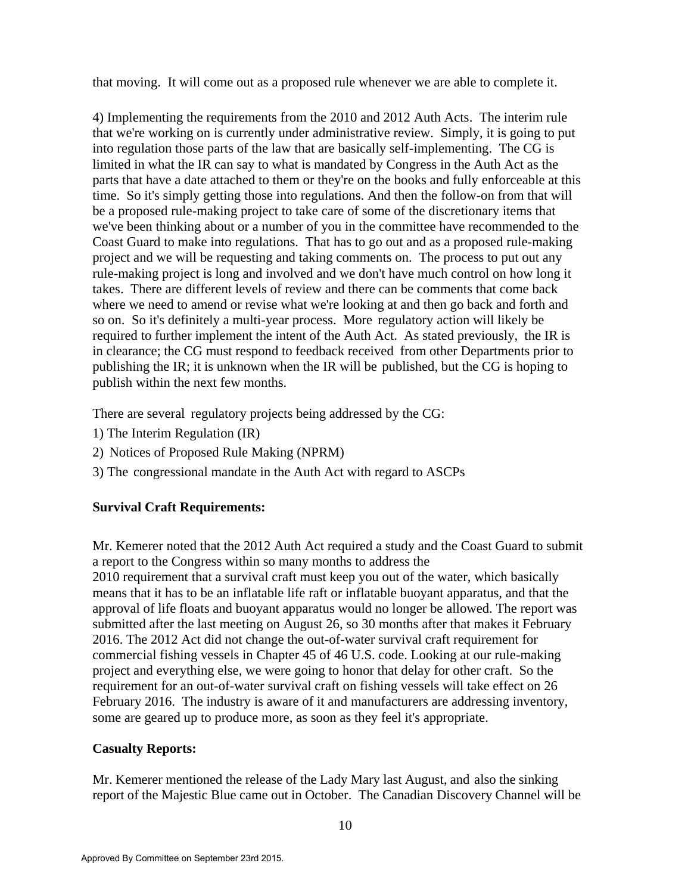that moving. It will come out as a proposed rule whenever we are able to complete it.

4) Implementing the requirements from the 2010 and 2012 Auth Acts. The interim rule that we're working on is currently under administrative review. Simply, it is going to put into regulation those parts of the law that are basically self-implementing. The CG is limited in what the IR can say to what is mandated by Congress in the Auth Act as the parts that have a date attached to them or they're on the books and fully enforceable at this time. So it's simply getting those into regulations. And then the follow-on from that will be a proposed rule-making project to take care of some of the discretionary items that we've been thinking about or a number of you in the committee have recommended to the Coast Guard to make into regulations. That has to go out and as a proposed rule-making project and we will be requesting and taking comments on. The process to put out any rule-making project is long and involved and we don't have much control on how long it takes. There are different levels of review and there can be comments that come back where we need to amend or revise what we're looking at and then go back and forth and so on. So it's definitely a multi-year process. More regulatory action will likely be required to further implement the intent of the Auth Act. As stated previously, the IR is in clearance; the CG must respond to feedback received from other Departments prior to publishing the IR; it is unknown when the IR will be published, but the CG is hoping to publish within the next few months.

There are several regulatory projects being addressed by the CG:

1) The Interim Regulation (IR)
2) Notices of Proposed Rule Making (NPRM)
3) The congressional mandate in the Auth Act with regard to ASCPs

**Survival Craft Requirements:**

Mr. Kemerer noted that the 2012 Auth Act required a study and the Coast Guard to submit a report to the Congress within so many months to address the 2010 requirement that a survival craft must keep you out of the water, which basically means that it has to be an inflatable life raft or inflatable buoyant apparatus, and that the approval of life floats and buoyant apparatus would no longer be allowed. The report was submitted after the last meeting on August 26, so 30 months after that makes it February 2016. The 2012 Act did not change the out-of-water survival craft requirement for commercial fishing vessels in Chapter 45 of 46 U.S. code. Looking at our rule-making project and everything else, we were going to honor that delay for other craft. So the requirement for an out-of-water survival craft on fishing vessels will take effect on 26 February 2016. The industry is aware of it and manufacturers are addressing inventory, some are geared up to produce more, as soon as they feel it's appropriate.

**Casualty Reports:**

Mr. Kemerer mentioned the release of the Lady Mary last August, and also the sinking report of the Majestic Blue came out in October. The Canadian Discovery Channel will be

Approved By Committee on September 23rd 2015.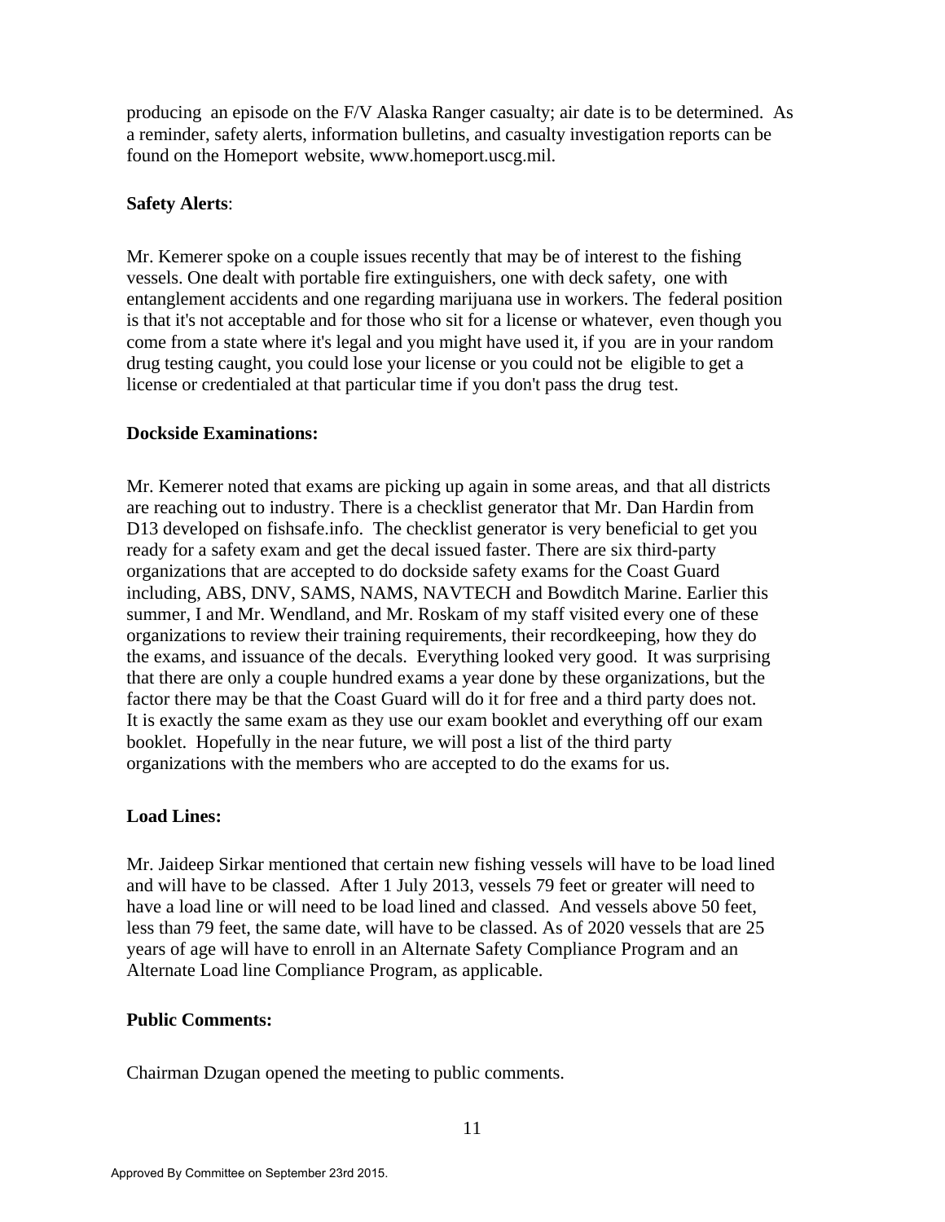producing an episode on the F/V Alaska Ranger casualty; air date is to be determined. As a reminder, safety alerts, information bulletins, and casualty investigation reports can be found on the Homeport website, www.homeport.uscg.mil.

**Safety Alerts**:

Mr. Kemerer spoke on a couple issues recently that may be of interest to the fishing vessels. One dealt with portable fire extinguishers, one with deck safety, one with entanglement accidents and one regarding marijuana use in workers. The federal position is that it's not acceptable and for those who sit for a license or whatever, even though you come from a state where it's legal and you might have used it, if you are in your random drug testing caught, you could lose your license or you could not be eligible to get a license or credentialed at that particular time if you don't pass the drug test.

**Dockside Examinations:**

Mr. Kemerer noted that exams are picking up again in some areas, and that all districts are reaching out to industry. There is a checklist generator that Mr. Dan Hardin from D13 developed on fishsafe.info. The checklist generator is very beneficial to get you ready for a safety exam and get the decal issued faster. There are six third-party organizations that are accepted to do dockside safety exams for the Coast Guard including, ABS, DNV, SAMS, NAMS, NAVTECH and Bowditch Marine. Earlier this summer, I and Mr. Wendland, and Mr. Roskam of my staff visited every one of these organizations to review their training requirements, their recordkeeping, how they do the exams, and issuance of the decals. Everything looked very good. It was surprising that there are only a couple hundred exams a year done by these organizations, but the factor there may be that the Coast Guard will do it for free and a third party does not. It is exactly the same exam as they use our exam booklet and everything off our exam booklet. Hopefully in the near future, we will post a list of the third party organizations with the members who are accepted to do the exams for us.

**Load Lines:**

Mr. Jaideep Sirkar mentioned that certain new fishing vessels will have to be load lined and will have to be classed. After 1 July 2013, vessels 79 feet or greater will need to have a load line or will need to be load lined and classed. And vessels above 50 feet, less than 79 feet, the same date, will have to be classed. As of 2020 vessels that are 25 years of age will have to enroll in an Alternate Safety Compliance Program and an Alternate Load line Compliance Program, as applicable.

**Public Comments:**

Chairman Dzugan opened the meeting to public comments.

Approved By Committee on September 23rd 2015.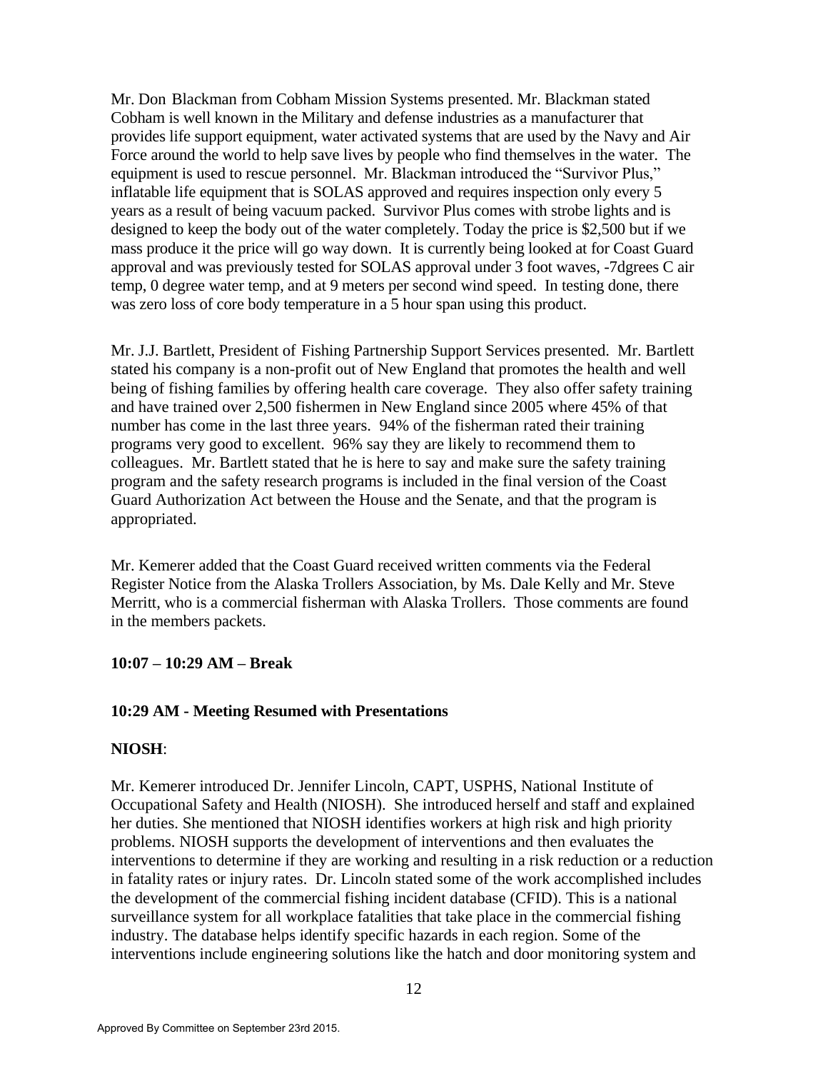Mr. Don Blackman from Cobham Mission Systems presented. Mr. Blackman stated Cobham is well known in the Military and defense industries as a manufacturer that provides life support equipment, water activated systems that are used by the Navy and Air Force around the world to help save lives by people who find themselves in the water. The equipment is used to rescue personnel. Mr. Blackman introduced the "Survivor Plus," inflatable life equipment that is SOLAS approved and requires inspection only every 5 years as a result of being vacuum packed. Survivor Plus comes with strobe lights and is designed to keep the body out of the water completely. Today the price is $2,500 but if we mass produce it the price will go way down. It is currently being looked at for Coast Guard approval and was previously tested for SOLAS approval under 3 foot waves, -7dgrees C air temp, 0 degree water temp, and at 9 meters per second wind speed. In testing done, there was zero loss of core body temperature in a 5 hour span using this product.

Mr. J.J. Bartlett, President of Fishing Partnership Support Services presented. Mr. Bartlett stated his company is a non-profit out of New England that promotes the health and well being of fishing families by offering health care coverage. They also offer safety training and have trained over 2,500 fishermen in New England since 2005 where 45% of that number has come in the last three years. 94% of the fisherman rated their training programs very good to excellent. 96% say they are likely to recommend them to colleagues. Mr. Bartlett stated that he is here to say and make sure the safety training program and the safety research programs is included in the final version of the Coast Guard Authorization Act between the House and the Senate, and that the program is appropriated.

Mr. Kemerer added that the Coast Guard received written comments via the Federal Register Notice from the Alaska Trollers Association, by Ms. Dale Kelly and Mr. Steve Merritt, who is a commercial fisherman with Alaska Trollers. Those comments are found in the members packets.

**10:07 – 10:29 AM – Break**

**10:29 AM - Meeting Resumed with Presentations**

**NIOSH**:

Mr. Kemerer introduced Dr. Jennifer Lincoln, CAPT, USPHS, National Institute of Occupational Safety and Health (NIOSH). She introduced herself and staff and explained her duties. She mentioned that NIOSH identifies workers at high risk and high priority problems. NIOSH supports the development of interventions and then evaluates the interventions to determine if they are working and resulting in a risk reduction or a reduction in fatality rates or injury rates. Dr. Lincoln stated some of the work accomplished includes the development of the commercial fishing incident database (CFID). This is a national surveillance system for all workplace fatalities that take place in the commercial fishing industry. The database helps identify specific hazards in each region. Some of the interventions include engineering solutions like the hatch and door monitoring system and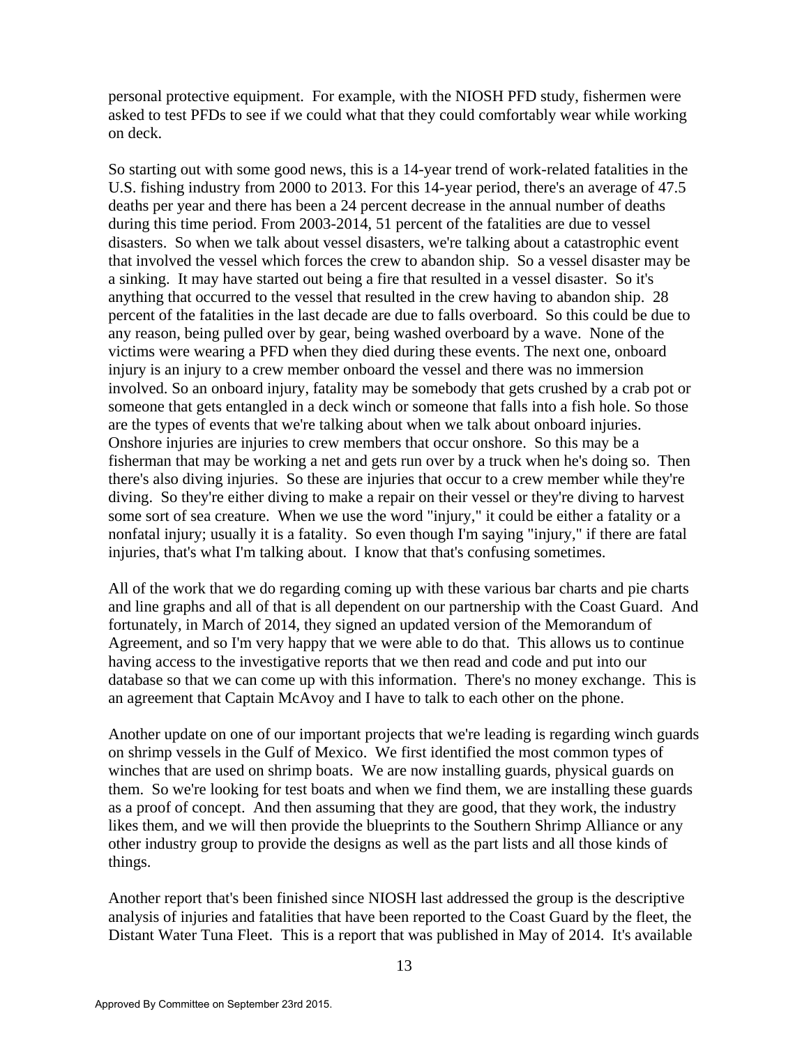personal protective equipment. For example, with the NIOSH PFD study, fishermen were asked to test PFDs to see if we could what that they could comfortably wear while working on deck.

So starting out with some good news, this is a 14-year trend of work-related fatalities in the U.S. fishing industry from 2000 to 2013. For this 14-year period, there's an average of 47.5 deaths per year and there has been a 24 percent decrease in the annual number of deaths during this time period. From 2003-2014, 51 percent of the fatalities are due to vessel disasters. So when we talk about vessel disasters, we're talking about a catastrophic event that involved the vessel which forces the crew to abandon ship. So a vessel disaster may be a sinking. It may have started out being a fire that resulted in a vessel disaster. So it's anything that occurred to the vessel that resulted in the crew having to abandon ship. 28 percent of the fatalities in the last decade are due to falls overboard. So this could be due to any reason, being pulled over by gear, being washed overboard by a wave. None of the victims were wearing a PFD when they died during these events. The next one, onboard injury is an injury to a crew member onboard the vessel and there was no immersion involved. So an onboard injury, fatality may be somebody that gets crushed by a crab pot or someone that gets entangled in a deck winch or someone that falls into a fish hole. So those are the types of events that we're talking about when we talk about onboard injuries. Onshore injuries are injuries to crew members that occur onshore. So this may be a fisherman that may be working a net and gets run over by a truck when he's doing so. Then there's also diving injuries. So these are injuries that occur to a crew member while they're diving. So they're either diving to make a repair on their vessel or they're diving to harvest some sort of sea creature. When we use the word "injury," it could be either a fatality or a nonfatal injury; usually it is a fatality. So even though I'm saying "injury," if there are fatal injuries, that's what I'm talking about. I know that that's confusing sometimes.

All of the work that we do regarding coming up with these various bar charts and pie charts and line graphs and all of that is all dependent on our partnership with the Coast Guard. And fortunately, in March of 2014, they signed an updated version of the Memorandum of Agreement, and so I'm very happy that we were able to do that. This allows us to continue having access to the investigative reports that we then read and code and put into our database so that we can come up with this information. There's no money exchange. This is an agreement that Captain McAvoy and I have to talk to each other on the phone.

Another update on one of our important projects that we're leading is regarding winch guards on shrimp vessels in the Gulf of Mexico. We first identified the most common types of winches that are used on shrimp boats. We are now installing guards, physical guards on them. So we're looking for test boats and when we find them, we are installing these guards as a proof of concept. And then assuming that they are good, that they work, the industry likes them, and we will then provide the blueprints to the Southern Shrimp Alliance or any other industry group to provide the designs as well as the part lists and all those kinds of things.

Another report that's been finished since NIOSH last addressed the group is the descriptive analysis of injuries and fatalities that have been reported to the Coast Guard by the fleet, the Distant Water Tuna Fleet. This is a report that was published in May of 2014. It's available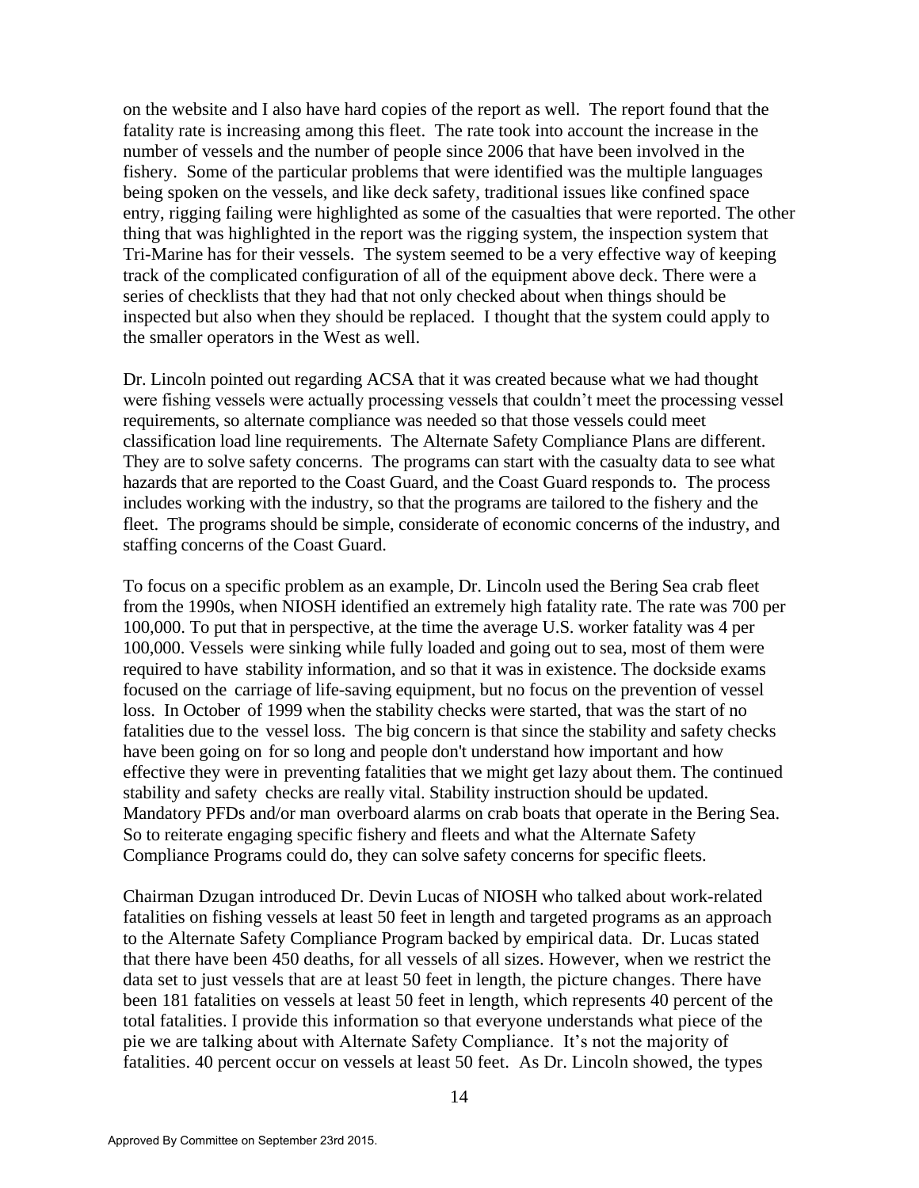on the website and I also have hard copies of the report as well. The report found that the fatality rate is increasing among this fleet. The rate took into account the increase in the number of vessels and the number of people since 2006 that have been involved in the fishery. Some of the particular problems that were identified was the multiple languages being spoken on the vessels, and like deck safety, traditional issues like confined space entry, rigging failing were highlighted as some of the casualties that were reported. The other thing that was highlighted in the report was the rigging system, the inspection system that Tri-Marine has for their vessels. The system seemed to be a very effective way of keeping track of the complicated configuration of all of the equipment above deck. There were a series of checklists that they had that not only checked about when things should be inspected but also when they should be replaced. I thought that the system could apply to the smaller operators in the West as well.

Dr. Lincoln pointed out regarding ACSA that it was created because what we had thought were fishing vessels were actually processing vessels that couldn't meet the processing vessel requirements, so alternate compliance was needed so that those vessels could meet classification load line requirements. The Alternate Safety Compliance Plans are different. They are to solve safety concerns. The programs can start with the casualty data to see what hazards that are reported to the Coast Guard, and the Coast Guard responds to. The process includes working with the industry, so that the programs are tailored to the fishery and the fleet. The programs should be simple, considerate of economic concerns of the industry, and staffing concerns of the Coast Guard.

To focus on a specific problem as an example, Dr. Lincoln used the Bering Sea crab fleet from the 1990s, when NIOSH identified an extremely high fatality rate. The rate was 700 per 100,000. To put that in perspective, at the time the average U.S. worker fatality was 4 per 100,000. Vessels were sinking while fully loaded and going out to sea, most of them were required to have stability information, and so that it was in existence. The dockside exams focused on the carriage of life-saving equipment, but no focus on the prevention of vessel loss. In October of 1999 when the stability checks were started, that was the start of no fatalities due to the vessel loss. The big concern is that since the stability and safety checks have been going on for so long and people don't understand how important and how effective they were in preventing fatalities that we might get lazy about them. The continued stability and safety checks are really vital. Stability instruction should be updated. Mandatory PFDs and/or man overboard alarms on crab boats that operate in the Bering Sea. So to reiterate engaging specific fishery and fleets and what the Alternate Safety Compliance Programs could do, they can solve safety concerns for specific fleets.

Chairman Dzugan introduced Dr. Devin Lucas of NIOSH who talked about work-related fatalities on fishing vessels at least 50 feet in length and targeted programs as an approach to the Alternate Safety Compliance Program backed by empirical data. Dr. Lucas stated that there have been 450 deaths, for all vessels of all sizes. However, when we restrict the data set to just vessels that are at least 50 feet in length, the picture changes. There have been 181 fatalities on vessels at least 50 feet in length, which represents 40 percent of the total fatalities. I provide this information so that everyone understands what piece of the pie we are talking about with Alternate Safety Compliance. It's not the majority of fatalities. 40 percent occur on vessels at least 50 feet. As Dr. Lincoln showed, the types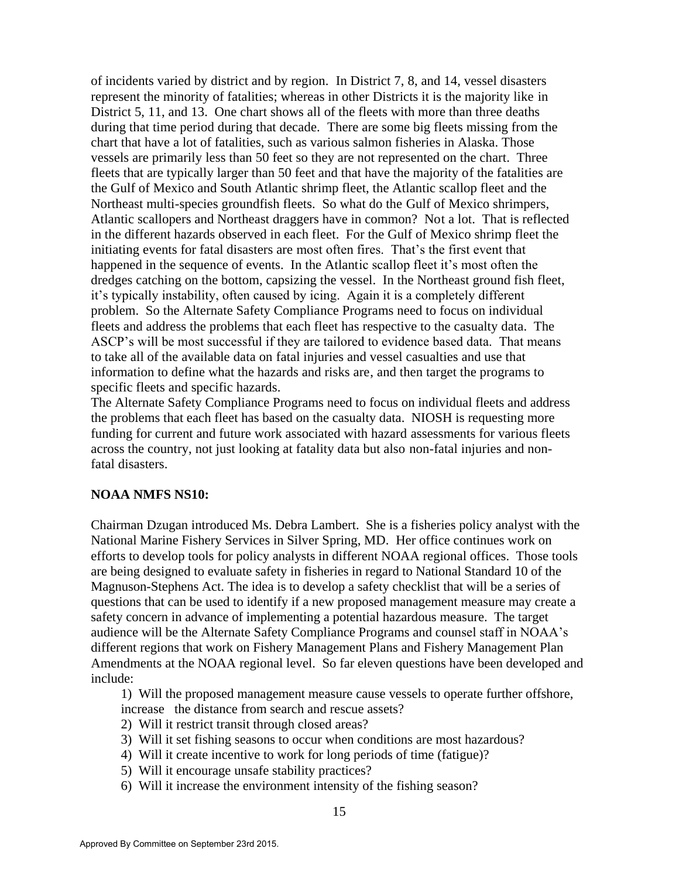of incidents varied by district and by region. In District 7, 8, and 14, vessel disasters represent the minority of fatalities; whereas in other Districts it is the majority like in District 5, 11, and 13. One chart shows all of the fleets with more than three deaths during that time period during that decade. There are some big fleets missing from the chart that have a lot of fatalities, such as various salmon fisheries in Alaska. Those vessels are primarily less than 50 feet so they are not represented on the chart. Three fleets that are typically larger than 50 feet and that have the majority of the fatalities are the Gulf of Mexico and South Atlantic shrimp fleet, the Atlantic scallop fleet and the Northeast multi-species groundfish fleets. So what do the Gulf of Mexico shrimpers, Atlantic scallopers and Northeast draggers have in common? Not a lot. That is reflected in the different hazards observed in each fleet. For the Gulf of Mexico shrimp fleet the initiating events for fatal disasters are most often fires. That's the first event that happened in the sequence of events. In the Atlantic scallop fleet it's most often the dredges catching on the bottom, capsizing the vessel. In the Northeast ground fish fleet, it's typically instability, often caused by icing. Again it is a completely different problem. So the Alternate Safety Compliance Programs need to focus on individual fleets and address the problems that each fleet has respective to the casualty data. The ASCP's will be most successful if they are tailored to evidence based data. That means to take all of the available data on fatal injuries and vessel casualties and use that information to define what the hazards and risks are, and then target the programs to specific fleets and specific hazards.

The Alternate Safety Compliance Programs need to focus on individual fleets and address the problems that each fleet has based on the casualty data. NIOSH is requesting more funding for current and future work associated with hazard assessments for various fleets across the country, not just looking at fatality data but also non-fatal injuries and non-fatal disasters.

**NOAA NMFS NS10:**

Chairman Dzugan introduced Ms. Debra Lambert. She is a fisheries policy analyst with the National Marine Fishery Services in Silver Spring, MD. Her office continues work on efforts to develop tools for policy analysts in different NOAA regional offices. Those tools are being designed to evaluate safety in fisheries in regard to National Standard 10 of the Magnuson-Stephens Act. The idea is to develop a safety checklist that will be a series of questions that can be used to identify if a new proposed management measure may create a safety concern in advance of implementing a potential hazardous measure. The target audience will be the Alternate Safety Compliance Programs and counsel staff in NOAA's different regions that work on Fishery Management Plans and Fishery Management Plan Amendments at the NOAA regional level. So far eleven questions have been developed and include:

1) Will the proposed management measure cause vessels to operate further offshore, increase the distance from search and rescue assets?
2) Will it restrict transit through closed areas?
3) Will it set fishing seasons to occur when conditions are most hazardous?
4) Will it create incentive to work for long periods of time (fatigue)?
5) Will it encourage unsafe stability practices?
6) Will it increase the environment intensity of the fishing season?

Approved By Committee on September 23rd 2015.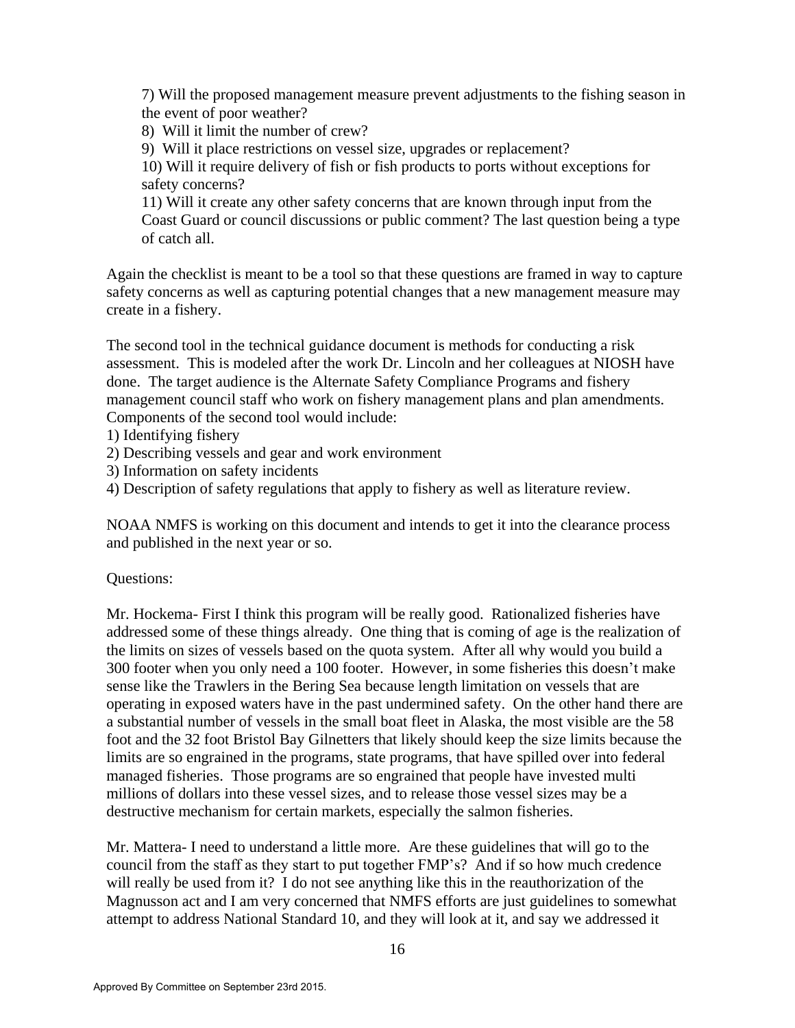7) Will the proposed management measure prevent adjustments to the fishing season in the event of poor weather?

8) Will it limit the number of crew?

9) Will it place restrictions on vessel size, upgrades or replacement?

10) Will it require delivery of fish or fish products to ports without exceptions for safety concerns?

11) Will it create any other safety concerns that are known through input from the Coast Guard or council discussions or public comment? The last question being a type of catch all.

Again the checklist is meant to be a tool so that these questions are framed in way to capture safety concerns as well as capturing potential changes that a new management measure may create in a fishery.

The second tool in the technical guidance document is methods for conducting a risk assessment. This is modeled after the work Dr. Lincoln and her colleagues at NIOSH have done. The target audience is the Alternate Safety Compliance Programs and fishery management council staff who work on fishery management plans and plan amendments. Components of the second tool would include:

1) Identifying fishery
2) Describing vessels and gear and work environment
3) Information on safety incidents
4) Description of safety regulations that apply to fishery as well as literature review.

NOAA NMFS is working on this document and intends to get it into the clearance process and published in the next year or so.

Questions:

Mr. Hockema- First I think this program will be really good. Rationalized fisheries have addressed some of these things already. One thing that is coming of age is the realization of the limits on sizes of vessels based on the quota system. After all why would you build a 300 footer when you only need a 100 footer. However, in some fisheries this doesn't make sense like the Trawlers in the Bering Sea because length limitation on vessels that are operating in exposed waters have in the past undermined safety. On the other hand there are a substantial number of vessels in the small boat fleet in Alaska, the most visible are the 58 foot and the 32 foot Bristol Bay Gilnetters that likely should keep the size limits because the limits are so engrained in the programs, state programs, that have spilled over into federal managed fisheries. Those programs are so engrained that people have invested multi millions of dollars into these vessel sizes, and to release those vessel sizes may be a destructive mechanism for certain markets, especially the salmon fisheries.

Mr. Mattera- I need to understand a little more. Are these guidelines that will go to the council from the staff as they start to put together FMP's? And if so how much credence will really be used from it? I do not see anything like this in the reauthorization of the Magnusson act and I am very concerned that NMFS efforts are just guidelines to somewhat attempt to address National Standard 10, and they will look at it, and say we addressed it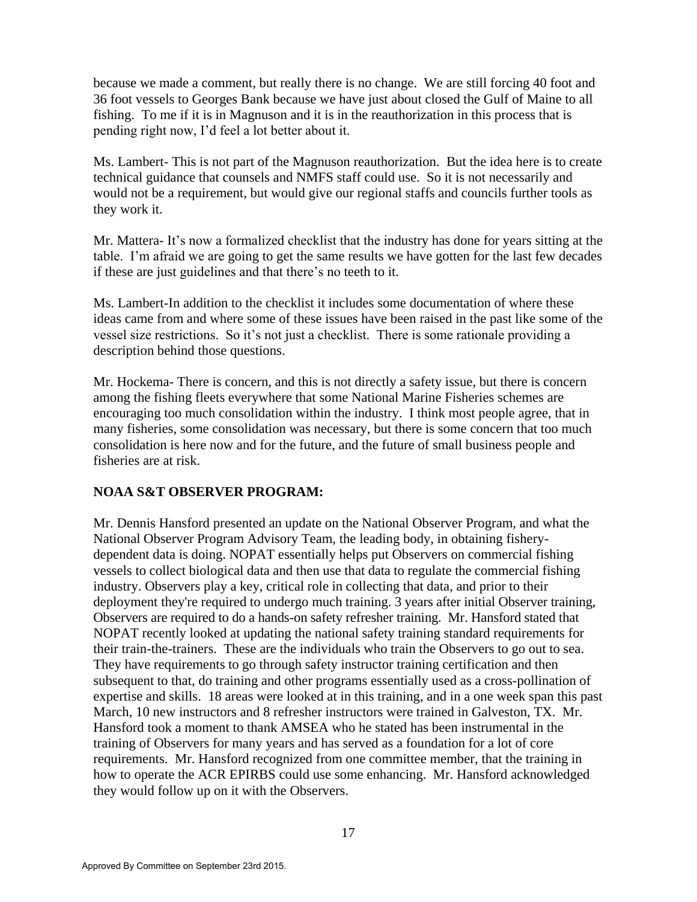because we made a comment, but really there is no change. We are still forcing 40 foot and 36 foot vessels to Georges Bank because we have just about closed the Gulf of Maine to all fishing. To me if it is in Magnuson and it is in the reauthorization in this process that is pending right now, I'd feel a lot better about it.

Ms. Lambert- This is not part of the Magnuson reauthorization. But the idea here is to create technical guidance that counsels and NMFS staff could use. So it is not necessarily and would not be a requirement, but would give our regional staffs and councils further tools as they work it.

Mr. Mattera- It's now a formalized checklist that the industry has done for years sitting at the table. I'm afraid we are going to get the same results we have gotten for the last few decades if these are just guidelines and that there's no teeth to it.

Ms. Lambert-In addition to the checklist it includes some documentation of where these ideas came from and where some of these issues have been raised in the past like some of the vessel size restrictions. So it's not just a checklist. There is some rationale providing a description behind those questions.

Mr. Hockema- There is concern, and this is not directly a safety issue, but there is concern among the fishing fleets everywhere that some National Marine Fisheries schemes are encouraging too much consolidation within the industry. I think most people agree, that in many fisheries, some consolidation was necessary, but there is some concern that too much consolidation is here now and for the future, and the future of small business people and fisheries are at risk.

**NOAA S&T OBSERVER PROGRAM:**

Mr. Dennis Hansford presented an update on the National Observer Program, and what the National Observer Program Advisory Team, the leading body, in obtaining fishery-dependent data is doing. NOPAT essentially helps put Observers on commercial fishing vessels to collect biological data and then use that data to regulate the commercial fishing industry. Observers play a key, critical role in collecting that data, and prior to their deployment they're required to undergo much training. 3 years after initial Observer training, Observers are required to do a hands-on safety refresher training. Mr. Hansford stated that NOPAT recently looked at updating the national safety training standard requirements for their train-the-trainers. These are the individuals who train the Observers to go out to sea. They have requirements to go through safety instructor training certification and then subsequent to that, do training and other programs essentially used as a cross-pollination of expertise and skills. 18 areas were looked at in this training, and in a one week span this past March, 10 new instructors and 8 refresher instructors were trained in Galveston, TX. Mr. Hansford took a moment to thank AMSEA who he stated has been instrumental in the training of Observers for many years and has served as a foundation for a lot of core requirements. Mr. Hansford recognized from one committee member, that the training in how to operate the ACR EPIRBS could use some enhancing. Mr. Hansford acknowledged they would follow up on it with the Observers.

Approved By Committee on September 23rd 2015.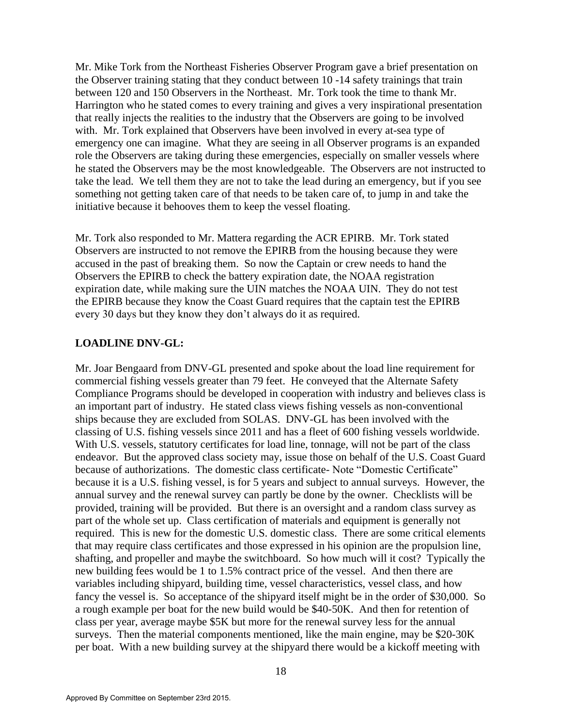Mr. Mike Tork from the Northeast Fisheries Observer Program gave a brief presentation on the Observer training stating that they conduct between 10 -14 safety trainings that train between 120 and 150 Observers in the Northeast. Mr. Tork took the time to thank Mr. Harrington who he stated comes to every training and gives a very inspirational presentation that really injects the realities to the industry that the Observers are going to be involved with. Mr. Tork explained that Observers have been involved in every at-sea type of emergency one can imagine. What they are seeing in all Observer programs is an expanded role the Observers are taking during these emergencies, especially on smaller vessels where he stated the Observers may be the most knowledgeable. The Observers are not instructed to take the lead. We tell them they are not to take the lead during an emergency, but if you see something not getting taken care of that needs to be taken care of, to jump in and take the initiative because it behooves them to keep the vessel floating.

Mr. Tork also responded to Mr. Mattera regarding the ACR EPIRB. Mr. Tork stated Observers are instructed to not remove the EPIRB from the housing because they were accused in the past of breaking them. So now the Captain or crew needs to hand the Observers the EPIRB to check the battery expiration date, the NOAA registration expiration date, while making sure the UIN matches the NOAA UIN. They do not test the EPIRB because they know the Coast Guard requires that the captain test the EPIRB every 30 days but they know they don't always do it as required.

**LOADLINE DNV-GL:**

Mr. Joar Bengaard from DNV-GL presented and spoke about the load line requirement for commercial fishing vessels greater than 79 feet. He conveyed that the Alternate Safety Compliance Programs should be developed in cooperation with industry and believes class is an important part of industry. He stated class views fishing vessels as non-conventional ships because they are excluded from SOLAS. DNV-GL has been involved with the classing of U.S. fishing vessels since 2011 and has a fleet of 600 fishing vessels worldwide. With U.S. vessels, statutory certificates for load line, tonnage, will not be part of the class endeavor. But the approved class society may, issue those on behalf of the U.S. Coast Guard because of authorizations. The domestic class certificate- Note "Domestic Certificate" because it is a U.S. fishing vessel, is for 5 years and subject to annual surveys. However, the annual survey and the renewal survey can partly be done by the owner. Checklists will be provided, training will be provided. But there is an oversight and a random class survey as part of the whole set up. Class certification of materials and equipment is generally not required. This is new for the domestic U.S. domestic class. There are some critical elements that may require class certificates and those expressed in his opinion are the propulsion line, shafting, and propeller and maybe the switchboard. So how much will it cost? Typically the new building fees would be 1 to 1.5% contract price of the vessel. And then there are variables including shipyard, building time, vessel characteristics, vessel class, and how fancy the vessel is. So acceptance of the shipyard itself might be in the order of $30,000. So a rough example per boat for the new build would be $40-50K. And then for retention of class per year, average maybe $5K but more for the renewal survey less for the annual surveys. Then the material components mentioned, like the main engine, may be $20-30K per boat. With a new building survey at the shipyard there would be a kickoff meeting with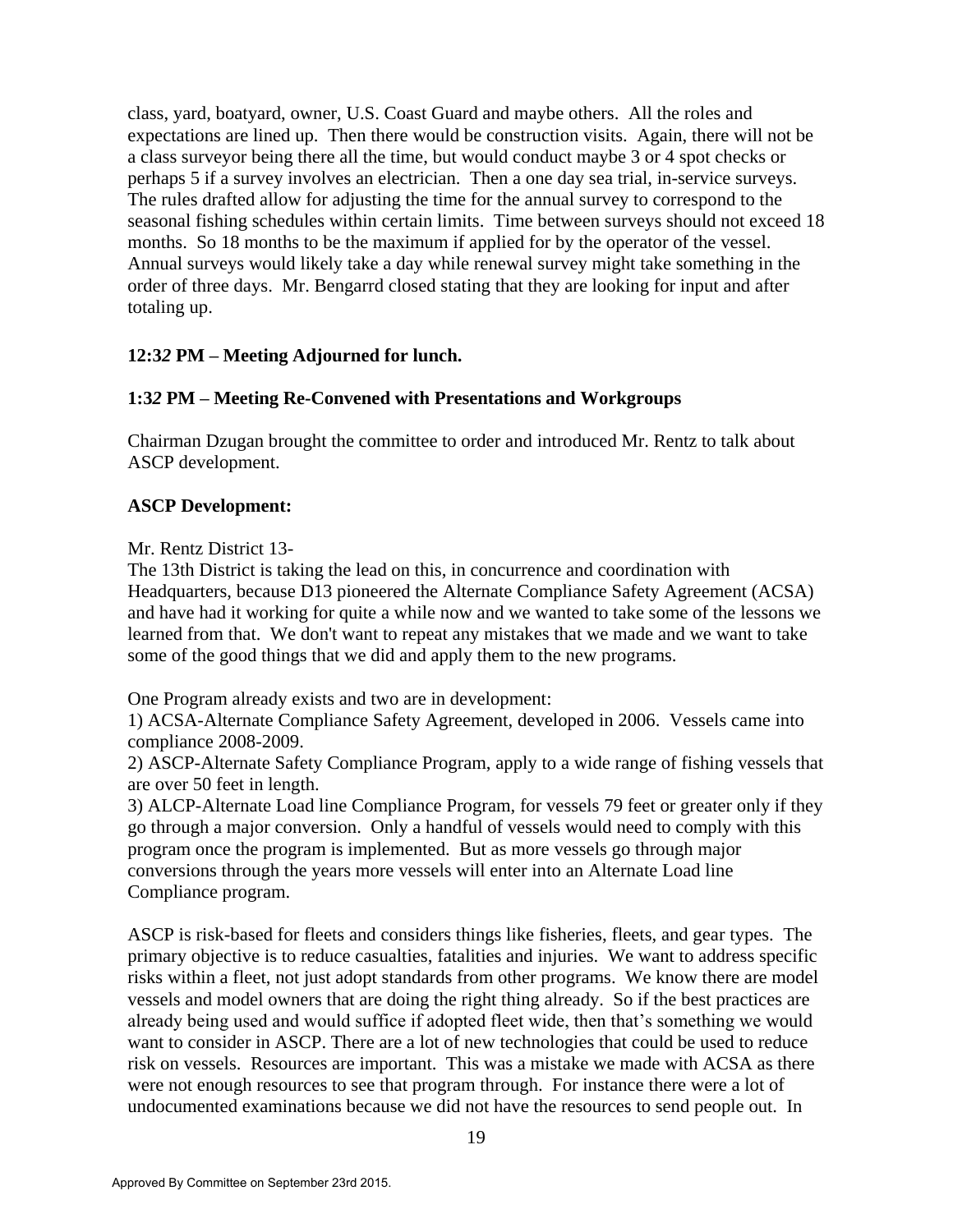class, yard, boatyard, owner, U.S. Coast Guard and maybe others. All the roles and expectations are lined up. Then there would be construction visits. Again, there will not be a class surveyor being there all the time, but would conduct maybe 3 or 4 spot checks or perhaps 5 if a survey involves an electrician. Then a one day sea trial, in-service surveys. The rules drafted allow for adjusting the time for the annual survey to correspond to the seasonal fishing schedules within certain limits. Time between surveys should not exceed 18 months. So 18 months to be the maximum if applied for by the operator of the vessel. Annual surveys would likely take a day while renewal survey might take something in the order of three days. Mr. Bengarrd closed stating that they are looking for input and after totaling up.

**12:32 PM – Meeting Adjourned for lunch.**

**1:32 PM – Meeting Re-Convened with Presentations and Workgroups**

Chairman Dzugan brought the committee to order and introduced Mr. Rentz to talk about ASCP development.

**ASCP Development:**

Mr. Rentz District 13-
The 13th District is taking the lead on this, in concurrence and coordination with Headquarters, because D13 pioneered the Alternate Compliance Safety Agreement (ACSA) and have had it working for quite a while now and we wanted to take some of the lessons we learned from that. We don't want to repeat any mistakes that we made and we want to take some of the good things that we did and apply them to the new programs.

One Program already exists and two are in development:
1) ACSA-Alternate Compliance Safety Agreement, developed in 2006. Vessels came into compliance 2008-2009.
2) ASCP-Alternate Safety Compliance Program, apply to a wide range of fishing vessels that are over 50 feet in length.
3) ALCP-Alternate Load line Compliance Program, for vessels 79 feet or greater only if they go through a major conversion. Only a handful of vessels would need to comply with this program once the program is implemented. But as more vessels go through major conversions through the years more vessels will enter into an Alternate Load line Compliance program.

ASCP is risk-based for fleets and considers things like fisheries, fleets, and gear types. The primary objective is to reduce casualties, fatalities and injuries. We want to address specific risks within a fleet, not just adopt standards from other programs. We know there are model vessels and model owners that are doing the right thing already. So if the best practices are already being used and would suffice if adopted fleet wide, then that's something we would want to consider in ASCP. There are a lot of new technologies that could be used to reduce risk on vessels. Resources are important. This was a mistake we made with ACSA as there were not enough resources to see that program through. For instance there were a lot of undocumented examinations because we did not have the resources to send people out. In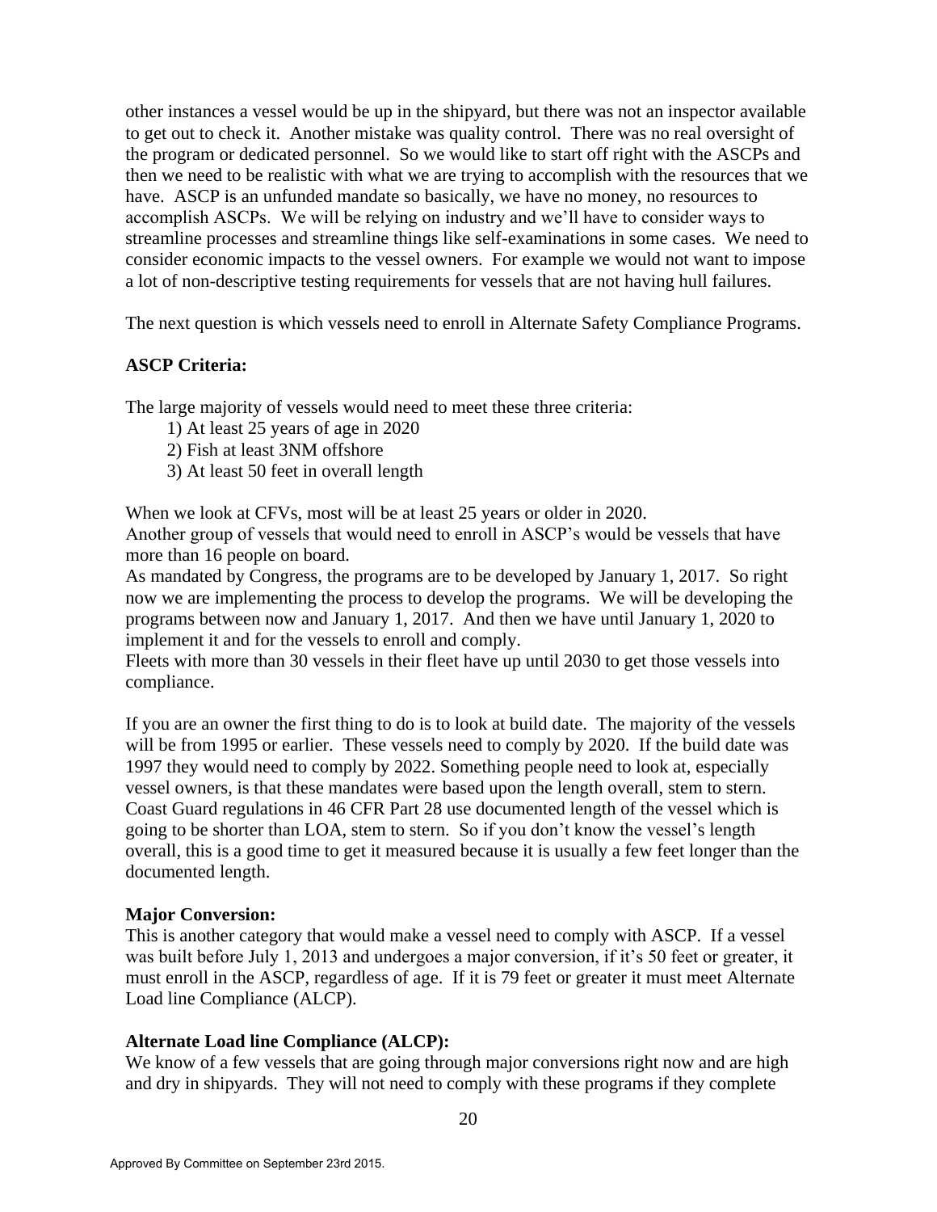other instances a vessel would be up in the shipyard, but there was not an inspector available to get out to check it. Another mistake was quality control. There was no real oversight of the program or dedicated personnel. So we would like to start off right with the ASCPs and then we need to be realistic with what we are trying to accomplish with the resources that we have. ASCP is an unfunded mandate so basically, we have no money, no resources to accomplish ASCPs. We will be relying on industry and we'll have to consider ways to streamline processes and streamline things like self-examinations in some cases. We need to consider economic impacts to the vessel owners. For example we would not want to impose a lot of non-descriptive testing requirements for vessels that are not having hull failures.

The next question is which vessels need to enroll in Alternate Safety Compliance Programs.

**ASCP Criteria:**

The large majority of vessels would need to meet these three criteria:

1) At least 25 years of age in 2020
2) Fish at least 3NM offshore
3) At least 50 feet in overall length

When we look at CFVs, most will be at least 25 years or older in 2020.
Another group of vessels that would need to enroll in ASCP's would be vessels that have more than 16 people on board.
As mandated by Congress, the programs are to be developed by January 1, 2017. So right now we are implementing the process to develop the programs. We will be developing the programs between now and January 1, 2017. And then we have until January 1, 2020 to implement it and for the vessels to enroll and comply.
Fleets with more than 30 vessels in their fleet have up until 2030 to get those vessels into compliance.

If you are an owner the first thing to do is to look at build date. The majority of the vessels will be from 1995 or earlier. These vessels need to comply by 2020. If the build date was 1997 they would need to comply by 2022. Something people need to look at, especially vessel owners, is that these mandates were based upon the length overall, stem to stern. Coast Guard regulations in 46 CFR Part 28 use documented length of the vessel which is going to be shorter than LOA, stem to stern. So if you don't know the vessel's length overall, this is a good time to get it measured because it is usually a few feet longer than the documented length.

**Major Conversion:**
This is another category that would make a vessel need to comply with ASCP. If a vessel was built before July 1, 2013 and undergoes a major conversion, if it's 50 feet or greater, it must enroll in the ASCP, regardless of age. If it is 79 feet or greater it must meet Alternate Load line Compliance (ALCP).

**Alternate Load line Compliance (ALCP):**
We know of a few vessels that are going through major conversions right now and are high and dry in shipyards. They will not need to comply with these programs if they complete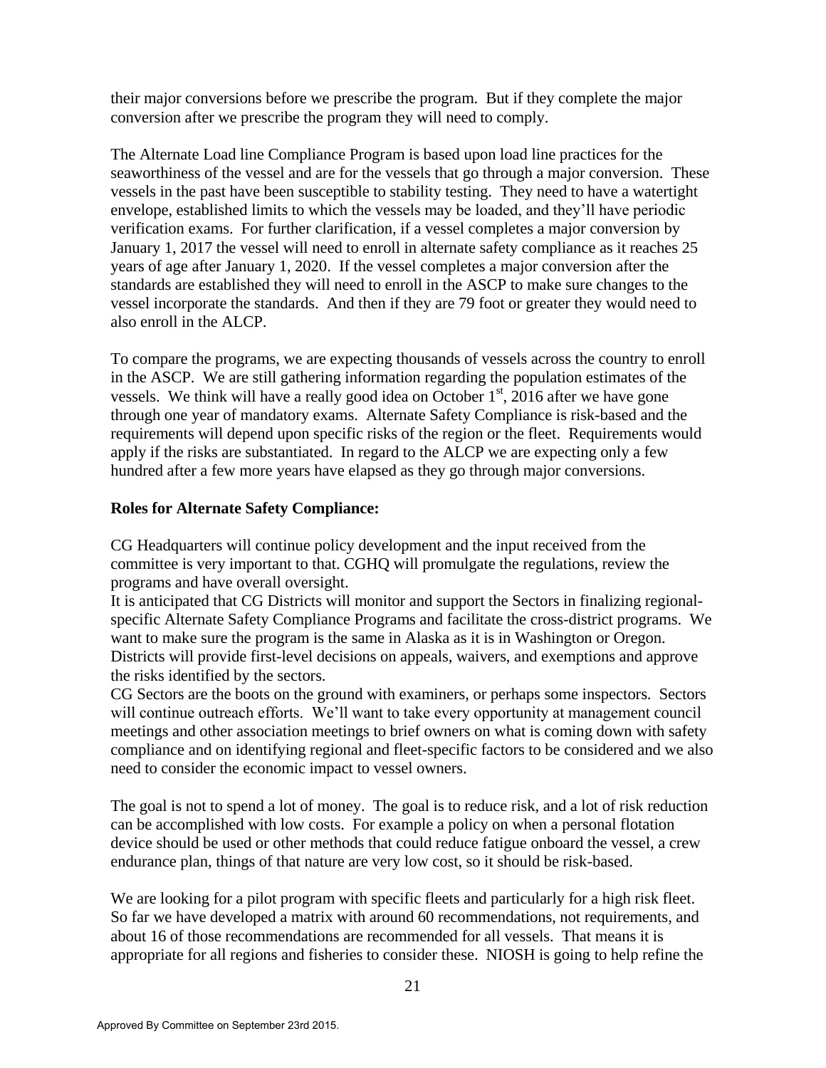their major conversions before we prescribe the program. But if they complete the major conversion after we prescribe the program they will need to comply.

The Alternate Load line Compliance Program is based upon load line practices for the seaworthiness of the vessel and are for the vessels that go through a major conversion. These vessels in the past have been susceptible to stability testing. They need to have a watertight envelope, established limits to which the vessels may be loaded, and they'll have periodic verification exams. For further clarification, if a vessel completes a major conversion by January 1, 2017 the vessel will need to enroll in alternate safety compliance as it reaches 25 years of age after January 1, 2020. If the vessel completes a major conversion after the standards are established they will need to enroll in the ASCP to make sure changes to the vessel incorporate the standards. And then if they are 79 foot or greater they would need to also enroll in the ALCP.

To compare the programs, we are expecting thousands of vessels across the country to enroll in the ASCP. We are still gathering information regarding the population estimates of the vessels. We think will have a really good idea on October 1st, 2016 after we have gone through one year of mandatory exams. Alternate Safety Compliance is risk-based and the requirements will depend upon specific risks of the region or the fleet. Requirements would apply if the risks are substantiated. In regard to the ALCP we are expecting only a few hundred after a few more years have elapsed as they go through major conversions.

**Roles for Alternate Safety Compliance:**

CG Headquarters will continue policy development and the input received from the committee is very important to that. CGHQ will promulgate the regulations, review the programs and have overall oversight.
It is anticipated that CG Districts will monitor and support the Sectors in finalizing regional-specific Alternate Safety Compliance Programs and facilitate the cross-district programs. We want to make sure the program is the same in Alaska as it is in Washington or Oregon. Districts will provide first-level decisions on appeals, waivers, and exemptions and approve the risks identified by the sectors.
CG Sectors are the boots on the ground with examiners, or perhaps some inspectors. Sectors will continue outreach efforts. We'll want to take every opportunity at management council meetings and other association meetings to brief owners on what is coming down with safety compliance and on identifying regional and fleet-specific factors to be considered and we also need to consider the economic impact to vessel owners.

The goal is not to spend a lot of money. The goal is to reduce risk, and a lot of risk reduction can be accomplished with low costs. For example a policy on when a personal flotation device should be used or other methods that could reduce fatigue onboard the vessel, a crew endurance plan, things of that nature are very low cost, so it should be risk-based.

We are looking for a pilot program with specific fleets and particularly for a high risk fleet. So far we have developed a matrix with around 60 recommendations, not requirements, and about 16 of those recommendations are recommended for all vessels. That means it is appropriate for all regions and fisheries to consider these. NIOSH is going to help refine the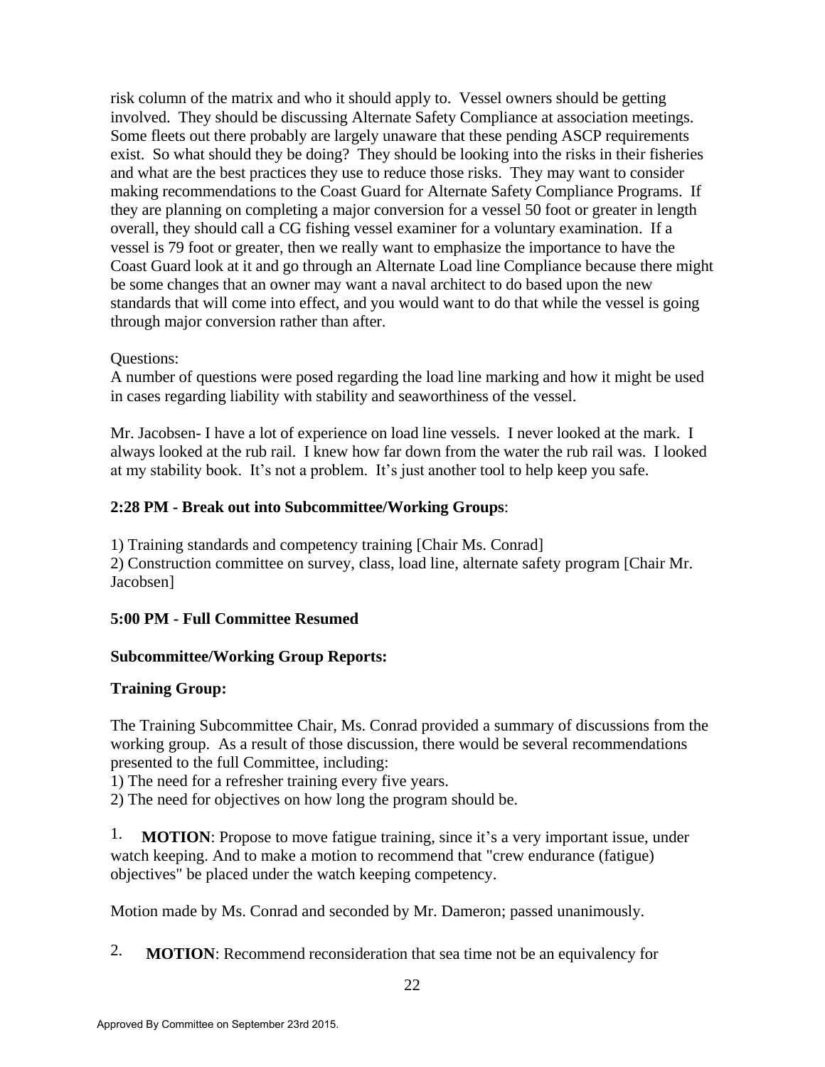risk column of the matrix and who it should apply to. Vessel owners should be getting involved. They should be discussing Alternate Safety Compliance at association meetings. Some fleets out there probably are largely unaware that these pending ASCP requirements exist. So what should they be doing? They should be looking into the risks in their fisheries and what are the best practices they use to reduce those risks. They may want to consider making recommendations to the Coast Guard for Alternate Safety Compliance Programs. If they are planning on completing a major conversion for a vessel 50 foot or greater in length overall, they should call a CG fishing vessel examiner for a voluntary examination. If a vessel is 79 foot or greater, then we really want to emphasize the importance to have the Coast Guard look at it and go through an Alternate Load line Compliance because there might be some changes that an owner may want a naval architect to do based upon the new standards that will come into effect, and you would want to do that while the vessel is going through major conversion rather than after.

Questions:
A number of questions were posed regarding the load line marking and how it might be used in cases regarding liability with stability and seaworthiness of the vessel.

Mr. Jacobsen- I have a lot of experience on load line vessels. I never looked at the mark. I always looked at the rub rail. I knew how far down from the water the rub rail was. I looked at my stability book. It's not a problem. It's just another tool to help keep you safe.

**2:28 PM - Break out into Subcommittee/Working Groups**:

1) Training standards and competency training [Chair Ms. Conrad]
2) Construction committee on survey, class, load line, alternate safety program [Chair Mr. Jacobsen]

**5:00 PM - Full Committee Resumed**

**Subcommittee/Working Group Reports:**

**Training Group:**

The Training Subcommittee Chair, Ms. Conrad provided a summary of discussions from the working group. As a result of those discussion, there would be several recommendations presented to the full Committee, including:
1) The need for a refresher training every five years.
2) The need for objectives on how long the program should be.

1. **MOTION**: Propose to move fatigue training, since it's a very important issue, under watch keeping. And to make a motion to recommend that "crew endurance (fatigue) objectives" be placed under the watch keeping competency.

Motion made by Ms. Conrad and seconded by Mr. Dameron; passed unanimously.

2. **MOTION**: Recommend reconsideration that sea time not be an equivalency for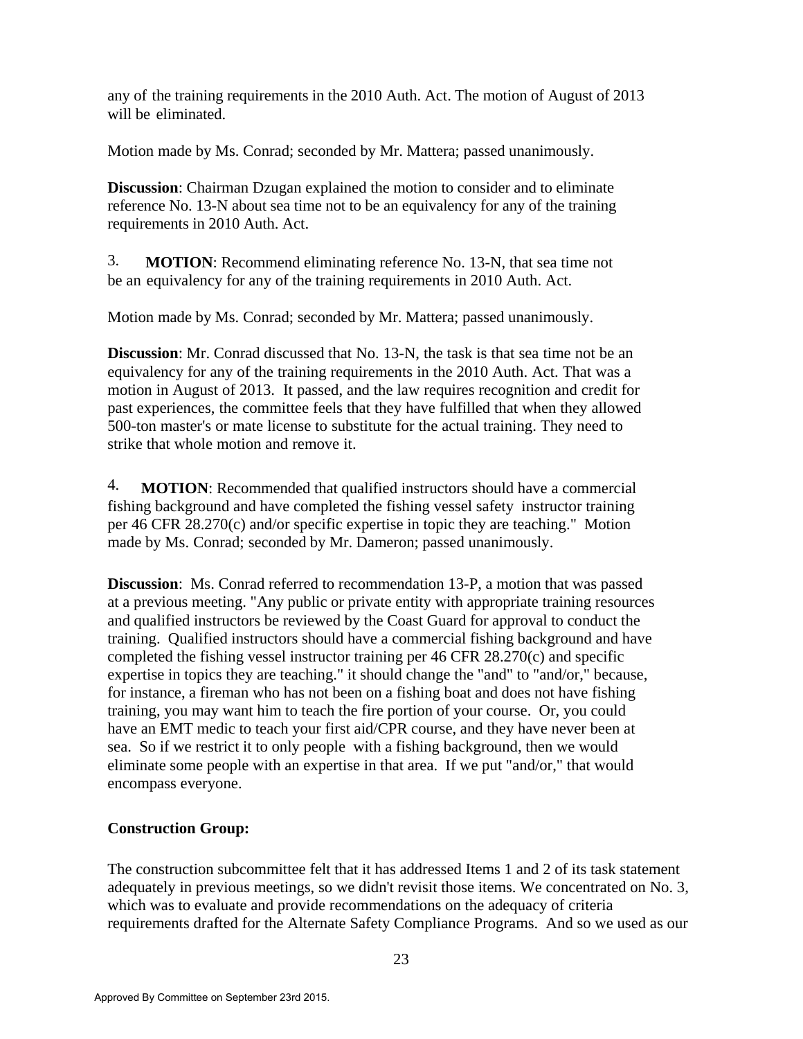any of the training requirements in the 2010 Auth. Act. The motion of August of 2013 will be eliminated.

Motion made by Ms. Conrad; seconded by Mr. Mattera; passed unanimously.

**Discussion**: Chairman Dzugan explained the motion to consider and to eliminate reference No. 13-N about sea time not to be an equivalency for any of the training requirements in 2010 Auth. Act.

3. **MOTION**: Recommend eliminating reference No. 13-N, that sea time not be an equivalency for any of the training requirements in 2010 Auth. Act.

Motion made by Ms. Conrad; seconded by Mr. Mattera; passed unanimously.

**Discussion**: Mr. Conrad discussed that No. 13-N, the task is that sea time not be an equivalency for any of the training requirements in the 2010 Auth. Act. That was a motion in August of 2013. It passed, and the law requires recognition and credit for past experiences, the committee feels that they have fulfilled that when they allowed 500-ton master's or mate license to substitute for the actual training. They need to strike that whole motion and remove it.

4. **MOTION**: Recommended that qualified instructors should have a commercial fishing background and have completed the fishing vessel safety instructor training per 46 CFR 28.270(c) and/or specific expertise in topic they are teaching." Motion made by Ms. Conrad; seconded by Mr. Dameron; passed unanimously.

**Discussion**: Ms. Conrad referred to recommendation 13-P, a motion that was passed at a previous meeting. "Any public or private entity with appropriate training resources and qualified instructors be reviewed by the Coast Guard for approval to conduct the training. Qualified instructors should have a commercial fishing background and have completed the fishing vessel instructor training per 46 CFR 28.270(c) and specific expertise in topics they are teaching." it should change the "and" to "and/or," because, for instance, a fireman who has not been on a fishing boat and does not have fishing training, you may want him to teach the fire portion of your course. Or, you could have an EMT medic to teach your first aid/CPR course, and they have never been at sea. So if we restrict it to only people with a fishing background, then we would eliminate some people with an expertise in that area. If we put "and/or," that would encompass everyone.

**Construction Group:**

The construction subcommittee felt that it has addressed Items 1 and 2 of its task statement adequately in previous meetings, so we didn't revisit those items. We concentrated on No. 3, which was to evaluate and provide recommendations on the adequacy of criteria requirements drafted for the Alternate Safety Compliance Programs. And so we used as our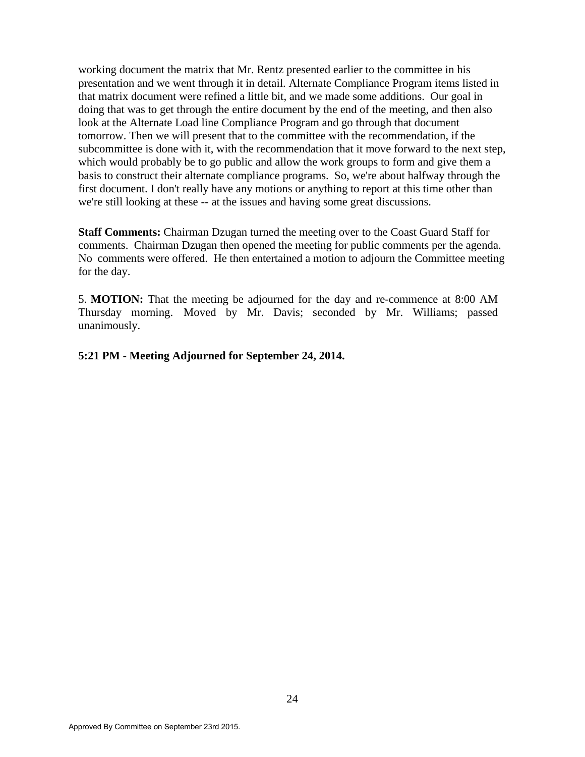working document the matrix that Mr. Rentz presented earlier to the committee in his presentation and we went through it in detail. Alternate Compliance Program items listed in that matrix document were refined a little bit, and we made some additions. Our goal in doing that was to get through the entire document by the end of the meeting, and then also look at the Alternate Load line Compliance Program and go through that document tomorrow. Then we will present that to the committee with the recommendation, if the subcommittee is done with it, with the recommendation that it move forward to the next step, which would probably be to go public and allow the work groups to form and give them a basis to construct their alternate compliance programs. So, we're about halfway through the first document. I don't really have any motions or anything to report at this time other than we're still looking at these -- at the issues and having some great discussions.

**Staff Comments:** Chairman Dzugan turned the meeting over to the Coast Guard Staff for comments. Chairman Dzugan then opened the meeting for public comments per the agenda. No comments were offered. He then entertained a motion to adjourn the Committee meeting for the day.

5. **MOTION:** That the meeting be adjourned for the day and re-commence at 8:00 AM Thursday morning. Moved by Mr. Davis; seconded by Mr. Williams; passed unanimously.

**5:21 PM - Meeting Adjourned for September 24, 2014.**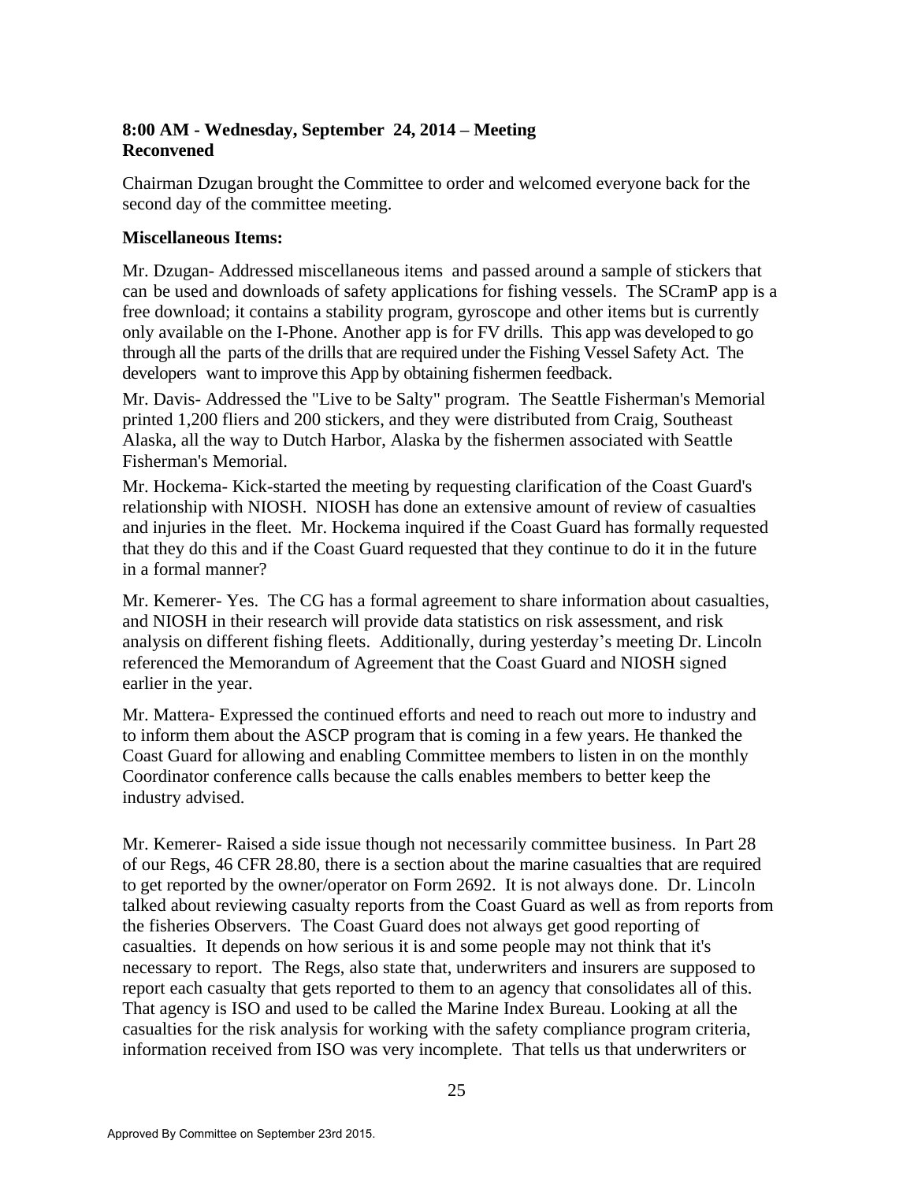**8:00 AM - Wednesday, September 24, 2014 – Meeting Reconvened**

Chairman Dzugan brought the Committee to order and welcomed everyone back for the second day of the committee meeting.

**Miscellaneous Items:**

Mr. Dzugan- Addressed miscellaneous items and passed around a sample of stickers that can be used and downloads of safety applications for fishing vessels. The SCramP app is a free download; it contains a stability program, gyroscope and other items but is currently only available on the I-Phone. Another app is for FV drills. This app was developed to go through all the parts of the drills that are required under the Fishing Vessel Safety Act. The developers want to improve this App by obtaining fishermen feedback.

Mr. Davis- Addressed the "Live to be Salty" program. The Seattle Fisherman's Memorial printed 1,200 fliers and 200 stickers, and they were distributed from Craig, Southeast Alaska, all the way to Dutch Harbor, Alaska by the fishermen associated with Seattle Fisherman's Memorial.

Mr. Hockema- Kick-started the meeting by requesting clarification of the Coast Guard's relationship with NIOSH. NIOSH has done an extensive amount of review of casualties and injuries in the fleet. Mr. Hockema inquired if the Coast Guard has formally requested that they do this and if the Coast Guard requested that they continue to do it in the future in a formal manner?

Mr. Kemerer- Yes. The CG has a formal agreement to share information about casualties, and NIOSH in their research will provide data statistics on risk assessment, and risk analysis on different fishing fleets. Additionally, during yesterday's meeting Dr. Lincoln referenced the Memorandum of Agreement that the Coast Guard and NIOSH signed earlier in the year.

Mr. Mattera- Expressed the continued efforts and need to reach out more to industry and to inform them about the ASCP program that is coming in a few years. He thanked the Coast Guard for allowing and enabling Committee members to listen in on the monthly Coordinator conference calls because the calls enables members to better keep the industry advised.

Mr. Kemerer- Raised a side issue though not necessarily committee business. In Part 28 of our Regs, 46 CFR 28.80, there is a section about the marine casualties that are required to get reported by the owner/operator on Form 2692. It is not always done. Dr. Lincoln talked about reviewing casualty reports from the Coast Guard as well as from reports from the fisheries Observers. The Coast Guard does not always get good reporting of casualties. It depends on how serious it is and some people may not think that it's necessary to report. The Regs, also state that, underwriters and insurers are supposed to report each casualty that gets reported to them to an agency that consolidates all of this. That agency is ISO and used to be called the Marine Index Bureau. Looking at all the casualties for the risk analysis for working with the safety compliance program criteria, information received from ISO was very incomplete. That tells us that underwriters or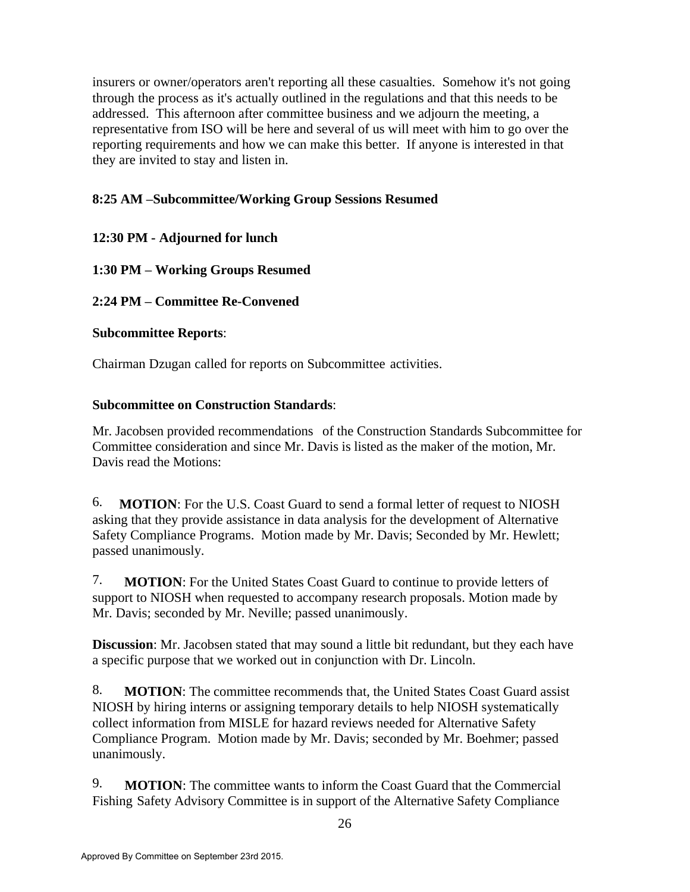insurers or owner/operators aren't reporting all these casualties. Somehow it's not going through the process as it's actually outlined in the regulations and that this needs to be addressed. This afternoon after committee business and we adjourn the meeting, a representative from ISO will be here and several of us will meet with him to go over the reporting requirements and how we can make this better. If anyone is interested in that they are invited to stay and listen in.

**8:25 AM –Subcommittee/Working Group Sessions Resumed**

**12:30 PM - Adjourned for lunch**

**1:30 PM – Working Groups Resumed**

**2:24 PM – Committee Re-Convened**

**Subcommittee Reports**:

Chairman Dzugan called for reports on Subcommittee activities.

**Subcommittee on Construction Standards**:

Mr. Jacobsen provided recommendations of the Construction Standards Subcommittee for Committee consideration and since Mr. Davis is listed as the maker of the motion, Mr. Davis read the Motions:

6. **MOTION**: For the U.S. Coast Guard to send a formal letter of request to NIOSH asking that they provide assistance in data analysis for the development of Alternative Safety Compliance Programs. Motion made by Mr. Davis; Seconded by Mr. Hewlett; passed unanimously.

7. **MOTION**: For the United States Coast Guard to continue to provide letters of support to NIOSH when requested to accompany research proposals. Motion made by Mr. Davis; seconded by Mr. Neville; passed unanimously.

**Discussion**: Mr. Jacobsen stated that may sound a little bit redundant, but they each have a specific purpose that we worked out in conjunction with Dr. Lincoln.

8. **MOTION**: The committee recommends that, the United States Coast Guard assist NIOSH by hiring interns or assigning temporary details to help NIOSH systematically collect information from MISLE for hazard reviews needed for Alternative Safety Compliance Program. Motion made by Mr. Davis; seconded by Mr. Boehmer; passed unanimously.

9. **MOTION**: The committee wants to inform the Coast Guard that the Commercial Fishing Safety Advisory Committee is in support of the Alternative Safety Compliance

Approved By Committee on September 23rd 2015.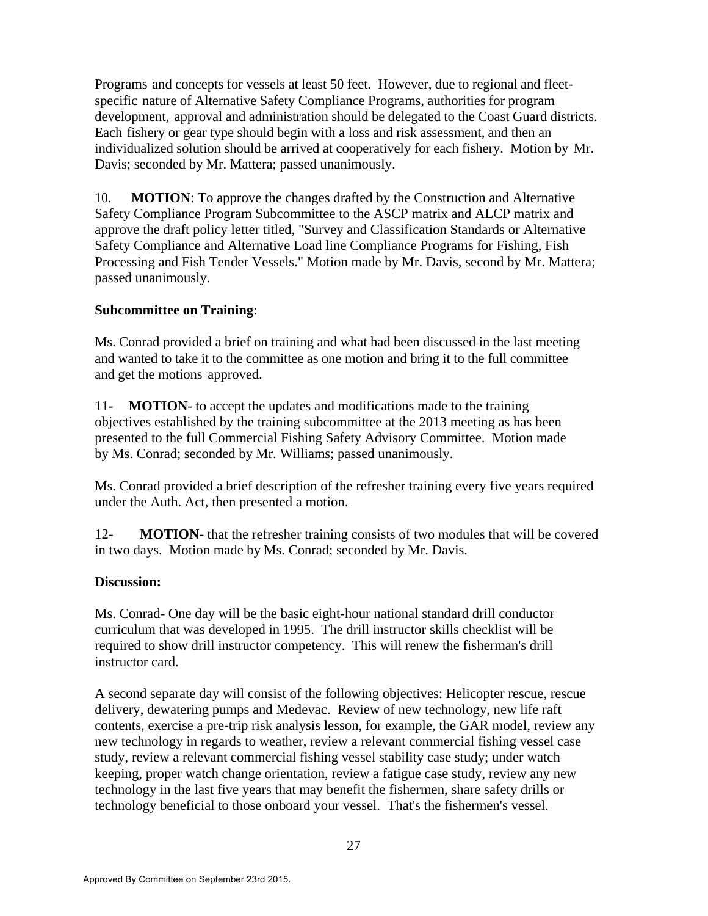Programs and concepts for vessels at least 50 feet. However, due to regional and fleet-specific nature of Alternative Safety Compliance Programs, authorities for program development, approval and administration should be delegated to the Coast Guard districts. Each fishery or gear type should begin with a loss and risk assessment, and then an individualized solution should be arrived at cooperatively for each fishery. Motion by Mr. Davis; seconded by Mr. Mattera; passed unanimously.

10. **MOTION**: To approve the changes drafted by the Construction and Alternative Safety Compliance Program Subcommittee to the ASCP matrix and ALCP matrix and approve the draft policy letter titled, "Survey and Classification Standards or Alternative Safety Compliance and Alternative Load line Compliance Programs for Fishing, Fish Processing and Fish Tender Vessels." Motion made by Mr. Davis, second by Mr. Mattera; passed unanimously.

**Subcommittee on Training**:

Ms. Conrad provided a brief on training and what had been discussed in the last meeting and wanted to take it to the committee as one motion and bring it to the full committee and get the motions approved.

11- **MOTION**- to accept the updates and modifications made to the training objectives established by the training subcommittee at the 2013 meeting as has been presented to the full Commercial Fishing Safety Advisory Committee. Motion made by Ms. Conrad; seconded by Mr. Williams; passed unanimously.

Ms. Conrad provided a brief description of the refresher training every five years required under the Auth. Act, then presented a motion.

12- **MOTION-** that the refresher training consists of two modules that will be covered in two days. Motion made by Ms. Conrad; seconded by Mr. Davis.

**Discussion:**

Ms. Conrad- One day will be the basic eight-hour national standard drill conductor curriculum that was developed in 1995. The drill instructor skills checklist will be required to show drill instructor competency. This will renew the fisherman's drill instructor card.

A second separate day will consist of the following objectives: Helicopter rescue, rescue delivery, dewatering pumps and Medevac. Review of new technology, new life raft contents, exercise a pre-trip risk analysis lesson, for example, the GAR model, review any new technology in regards to weather, review a relevant commercial fishing vessel case study, review a relevant commercial fishing vessel stability case study; under watch keeping, proper watch change orientation, review a fatigue case study, review any new technology in the last five years that may benefit the fishermen, share safety drills or technology beneficial to those onboard your vessel. That's the fishermen's vessel.

Approved By Committee on September 23rd 2015.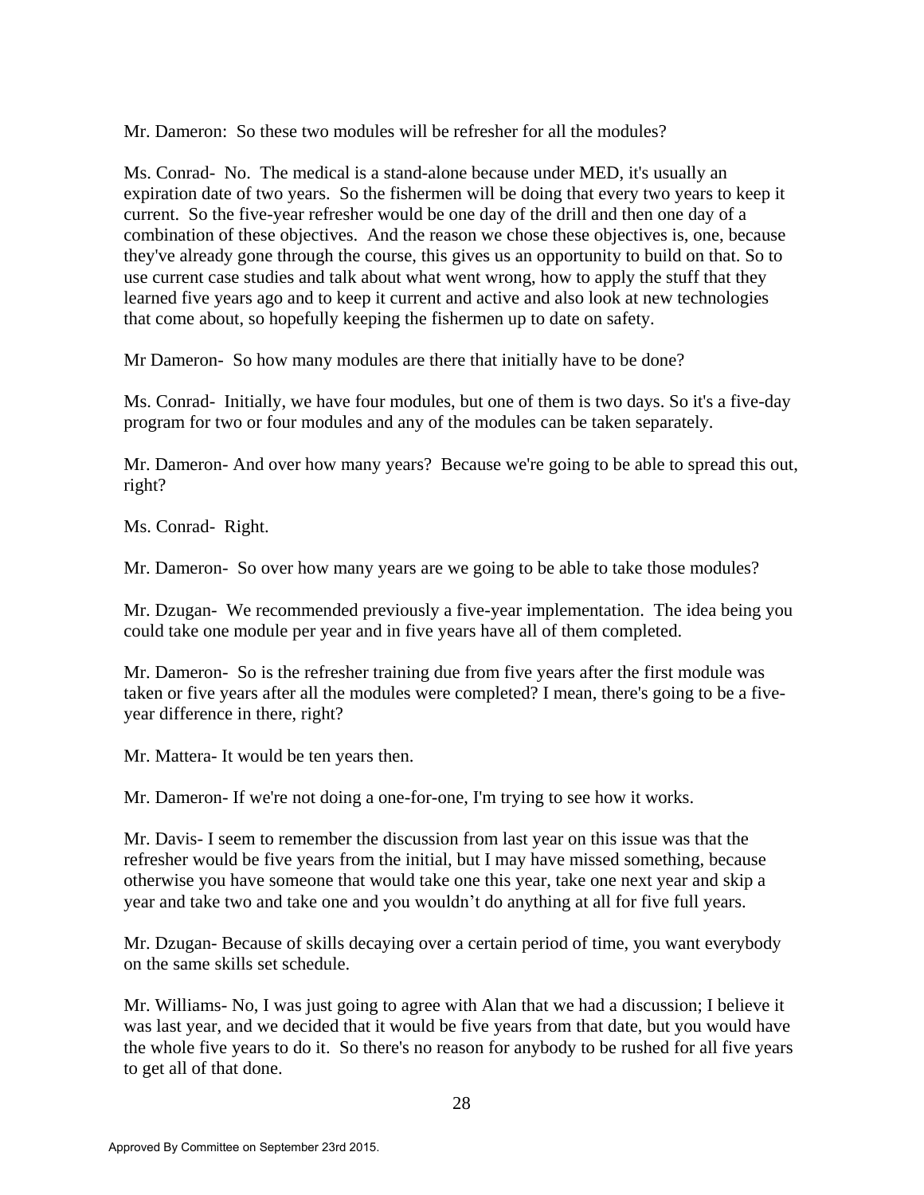Mr. Dameron: So these two modules will be refresher for all the modules?

Ms. Conrad- No. The medical is a stand-alone because under MED, it's usually an expiration date of two years. So the fishermen will be doing that every two years to keep it current. So the five-year refresher would be one day of the drill and then one day of a combination of these objectives. And the reason we chose these objectives is, one, because they've already gone through the course, this gives us an opportunity to build on that. So to use current case studies and talk about what went wrong, how to apply the stuff that they learned five years ago and to keep it current and active and also look at new technologies that come about, so hopefully keeping the fishermen up to date on safety.

Mr Dameron- So how many modules are there that initially have to be done?

Ms. Conrad- Initially, we have four modules, but one of them is two days. So it's a five-day program for two or four modules and any of the modules can be taken separately.

Mr. Dameron- And over how many years? Because we're going to be able to spread this out, right?

Ms. Conrad- Right.

Mr. Dameron- So over how many years are we going to be able to take those modules?

Mr. Dzugan- We recommended previously a five-year implementation. The idea being you could take one module per year and in five years have all of them completed.

Mr. Dameron- So is the refresher training due from five years after the first module was taken or five years after all the modules were completed? I mean, there's going to be a five-year difference in there, right?

Mr. Mattera- It would be ten years then.

Mr. Dameron- If we're not doing a one-for-one, I'm trying to see how it works.

Mr. Davis- I seem to remember the discussion from last year on this issue was that the refresher would be five years from the initial, but I may have missed something, because otherwise you have someone that would take one this year, take one next year and skip a year and take two and take one and you wouldn't do anything at all for five full years.

Mr. Dzugan- Because of skills decaying over a certain period of time, you want everybody on the same skills set schedule.

Mr. Williams- No, I was just going to agree with Alan that we had a discussion; I believe it was last year, and we decided that it would be five years from that date, but you would have the whole five years to do it. So there's no reason for anybody to be rushed for all five years to get all of that done.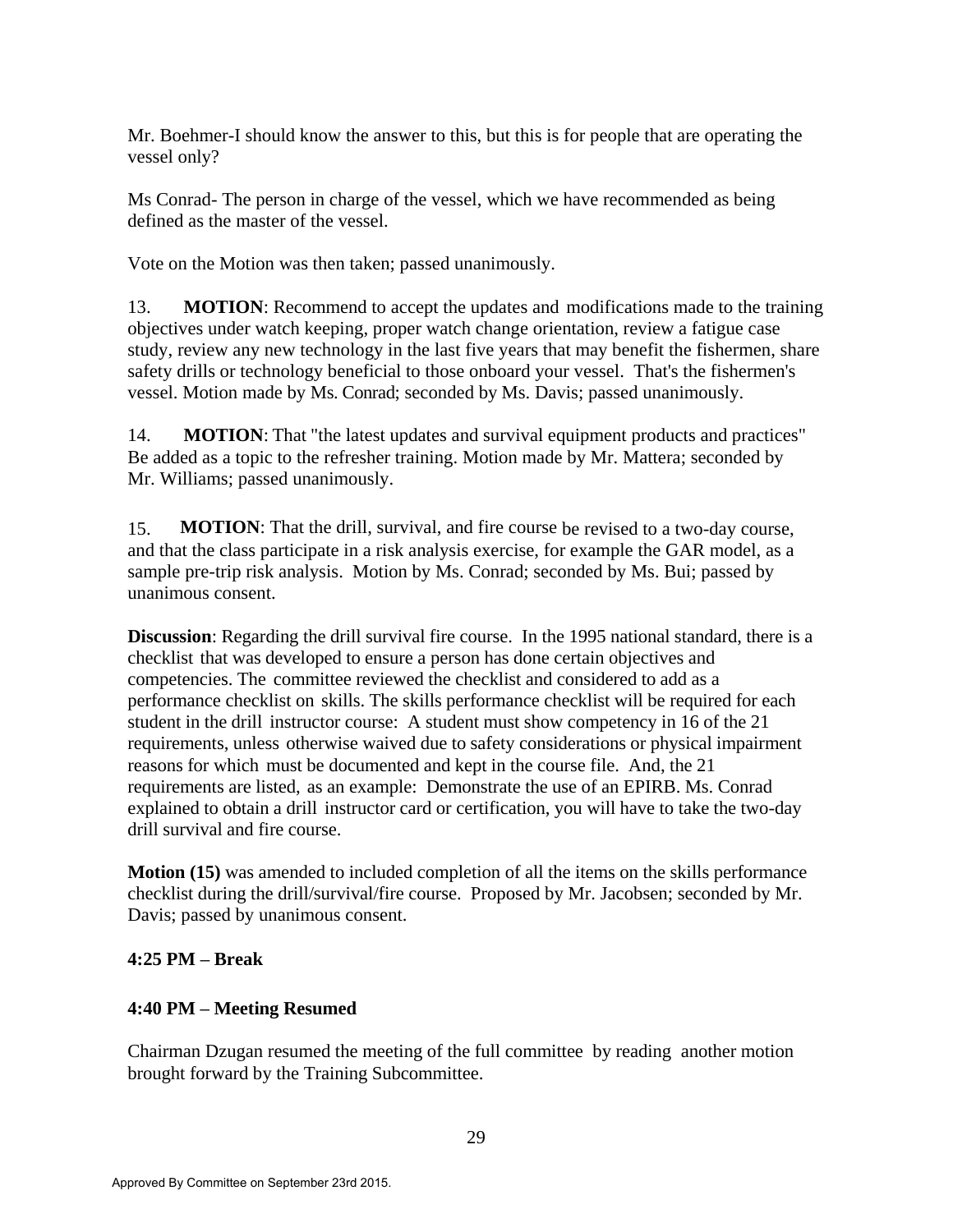Mr. Boehmer-I should know the answer to this, but this is for people that are operating the vessel only?

Ms Conrad- The person in charge of the vessel, which we have recommended as being defined as the master of the vessel.

Vote on the Motion was then taken; passed unanimously.

13. **MOTION**: Recommend to accept the updates and modifications made to the training objectives under watch keeping, proper watch change orientation, review a fatigue case study, review any new technology in the last five years that may benefit the fishermen, share safety drills or technology beneficial to those onboard your vessel. That's the fishermen's vessel. Motion made by Ms. Conrad; seconded by Ms. Davis; passed unanimously.

14. **MOTION**: That "the latest updates and survival equipment products and practices" Be added as a topic to the refresher training. Motion made by Mr. Mattera; seconded by Mr. Williams; passed unanimously.

15. **MOTION**: That the drill, survival, and fire course be revised to a two-day course, and that the class participate in a risk analysis exercise, for example the GAR model, as a sample pre-trip risk analysis. Motion by Ms. Conrad; seconded by Ms. Bui; passed by unanimous consent.

**Discussion**: Regarding the drill survival fire course. In the 1995 national standard, there is a checklist that was developed to ensure a person has done certain objectives and competencies. The committee reviewed the checklist and considered to add as a performance checklist on skills. The skills performance checklist will be required for each student in the drill instructor course: A student must show competency in 16 of the 21 requirements, unless otherwise waived due to safety considerations or physical impairment reasons for which must be documented and kept in the course file. And, the 21 requirements are listed, as an example: Demonstrate the use of an EPIRB. Ms. Conrad explained to obtain a drill instructor card or certification, you will have to take the two-day drill survival and fire course.

**Motion (15)** was amended to included completion of all the items on the skills performance checklist during the drill/survival/fire course. Proposed by Mr. Jacobsen; seconded by Mr. Davis; passed by unanimous consent.

**4:25 PM – Break**

**4:40 PM – Meeting Resumed**

Chairman Dzugan resumed the meeting of the full committee by reading another motion brought forward by the Training Subcommittee.

Approved By Committee on September 23rd 2015.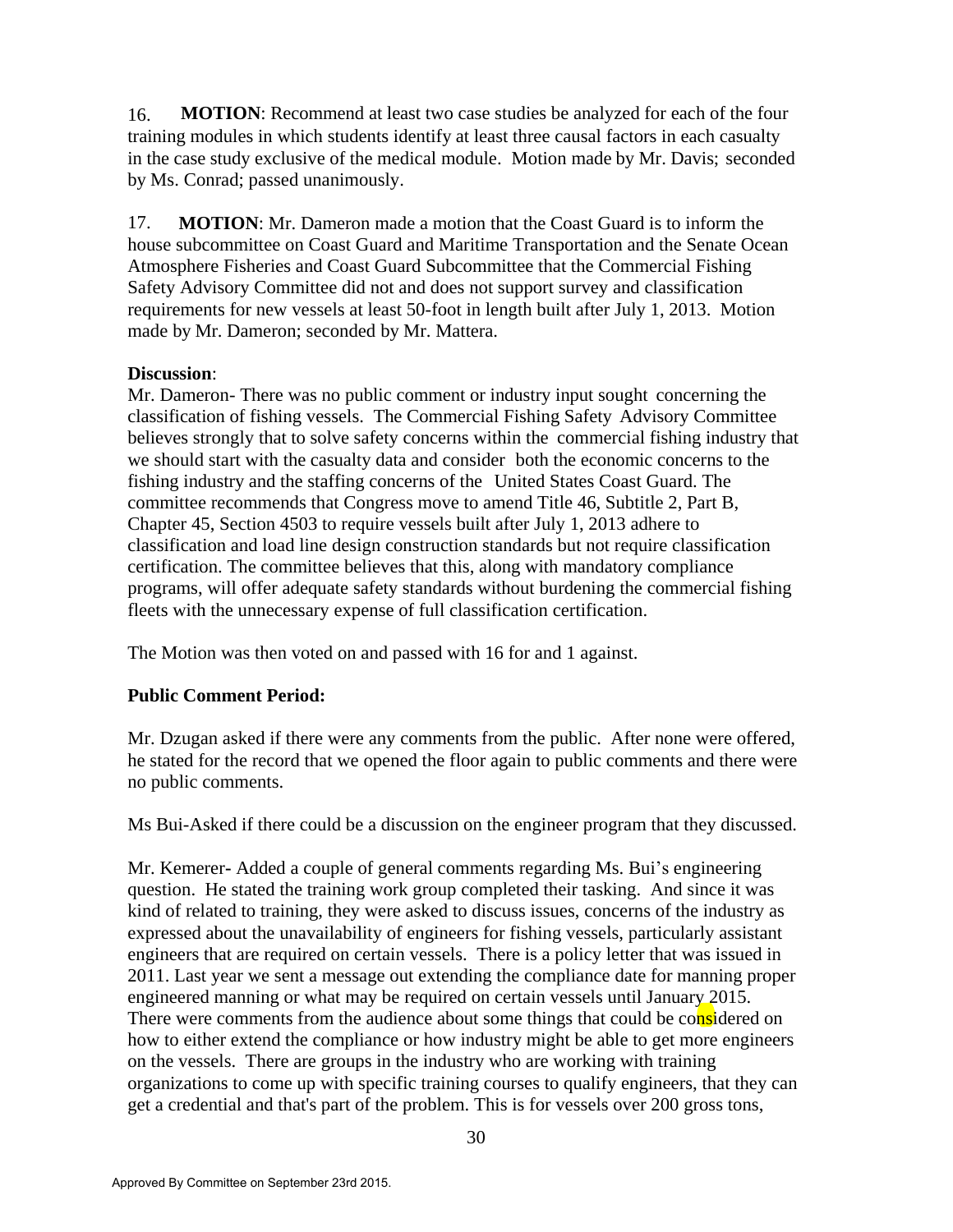16. **MOTION**: Recommend at least two case studies be analyzed for each of the four training modules in which students identify at least three causal factors in each casualty in the case study exclusive of the medical module. Motion made by Mr. Davis; seconded by Ms. Conrad; passed unanimously.

17. **MOTION**: Mr. Dameron made a motion that the Coast Guard is to inform the house subcommittee on Coast Guard and Maritime Transportation and the Senate Ocean Atmosphere Fisheries and Coast Guard Subcommittee that the Commercial Fishing Safety Advisory Committee did not and does not support survey and classification requirements for new vessels at least 50-foot in length built after July 1, 2013. Motion made by Mr. Dameron; seconded by Mr. Mattera.

**Discussion**:
Mr. Dameron- There was no public comment or industry input sought concerning the classification of fishing vessels. The Commercial Fishing Safety Advisory Committee believes strongly that to solve safety concerns within the commercial fishing industry that we should start with the casualty data and consider both the economic concerns to the fishing industry and the staffing concerns of the United States Coast Guard. The committee recommends that Congress move to amend Title 46, Subtitle 2, Part B, Chapter 45, Section 4503 to require vessels built after July 1, 2013 adhere to classification and load line design construction standards but not require classification certification. The committee believes that this, along with mandatory compliance programs, will offer adequate safety standards without burdening the commercial fishing fleets with the unnecessary expense of full classification certification.

The Motion was then voted on and passed with 16 for and 1 against.

**Public Comment Period:**

Mr. Dzugan asked if there were any comments from the public. After none were offered, he stated for the record that we opened the floor again to public comments and there were no public comments.

Ms Bui-Asked if there could be a discussion on the engineer program that they discussed.

Mr. Kemerer**-** Added a couple of general comments regarding Ms. Bui's engineering question. He stated the training work group completed their tasking. And since it was kind of related to training, they were asked to discuss issues, concerns of the industry as expressed about the unavailability of engineers for fishing vessels, particularly assistant engineers that are required on certain vessels. There is a policy letter that was issued in 2011. Last year we sent a message out extending the compliance date for manning proper engineered manning or what may be required on certain vessels until January 2015. There were comments from the audience about some things that could be considered on how to either extend the compliance or how industry might be able to get more engineers on the vessels. There are groups in the industry who are working with training organizations to come up with specific training courses to qualify engineers, that they can get a credential and that's part of the problem. This is for vessels over 200 gross tons,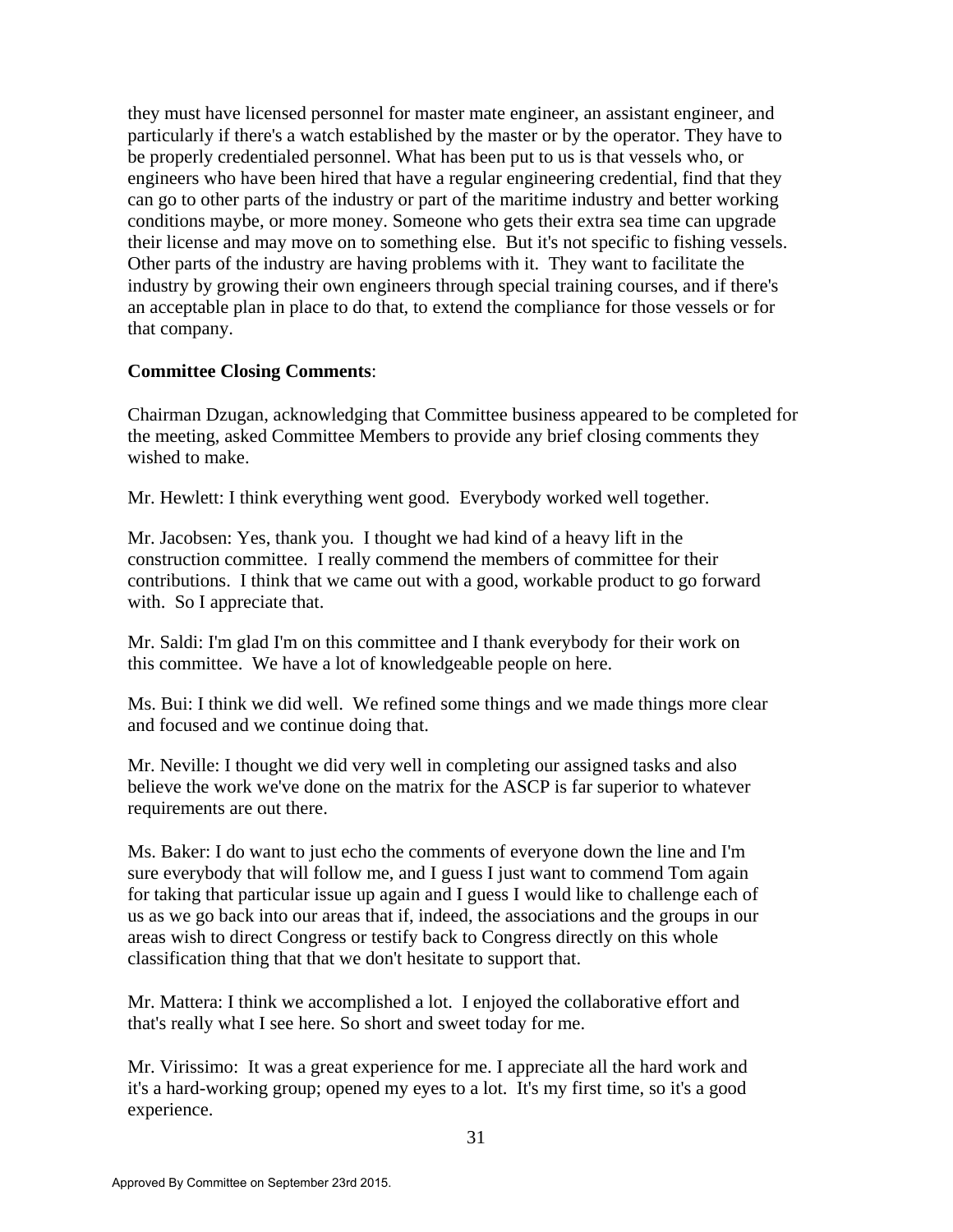they must have licensed personnel for master mate engineer, an assistant engineer, and particularly if there's a watch established by the master or by the operator. They have to be properly credentialed personnel. What has been put to us is that vessels who, or engineers who have been hired that have a regular engineering credential, find that they can go to other parts of the industry or part of the maritime industry and better working conditions maybe, or more money. Someone who gets their extra sea time can upgrade their license and may move on to something else. But it's not specific to fishing vessels. Other parts of the industry are having problems with it. They want to facilitate the industry by growing their own engineers through special training courses, and if there's an acceptable plan in place to do that, to extend the compliance for those vessels or for that company.

**Committee Closing Comments**:

Chairman Dzugan, acknowledging that Committee business appeared to be completed for the meeting, asked Committee Members to provide any brief closing comments they wished to make.

Mr. Hewlett: I think everything went good. Everybody worked well together.

Mr. Jacobsen: Yes, thank you. I thought we had kind of a heavy lift in the construction committee. I really commend the members of committee for their contributions. I think that we came out with a good, workable product to go forward with. So I appreciate that.

Mr. Saldi: I'm glad I'm on this committee and I thank everybody for their work on this committee. We have a lot of knowledgeable people on here.

Ms. Bui: I think we did well. We refined some things and we made things more clear and focused and we continue doing that.

Mr. Neville: I thought we did very well in completing our assigned tasks and also believe the work we've done on the matrix for the ASCP is far superior to whatever requirements are out there.

Ms. Baker: I do want to just echo the comments of everyone down the line and I'm sure everybody that will follow me, and I guess I just want to commend Tom again for taking that particular issue up again and I guess I would like to challenge each of us as we go back into our areas that if, indeed, the associations and the groups in our areas wish to direct Congress or testify back to Congress directly on this whole classification thing that that we don't hesitate to support that.

Mr. Mattera: I think we accomplished a lot. I enjoyed the collaborative effort and that's really what I see here. So short and sweet today for me.

Mr. Virissimo: It was a great experience for me. I appreciate all the hard work and it's a hard-working group; opened my eyes to a lot. It's my first time, so it's a good experience.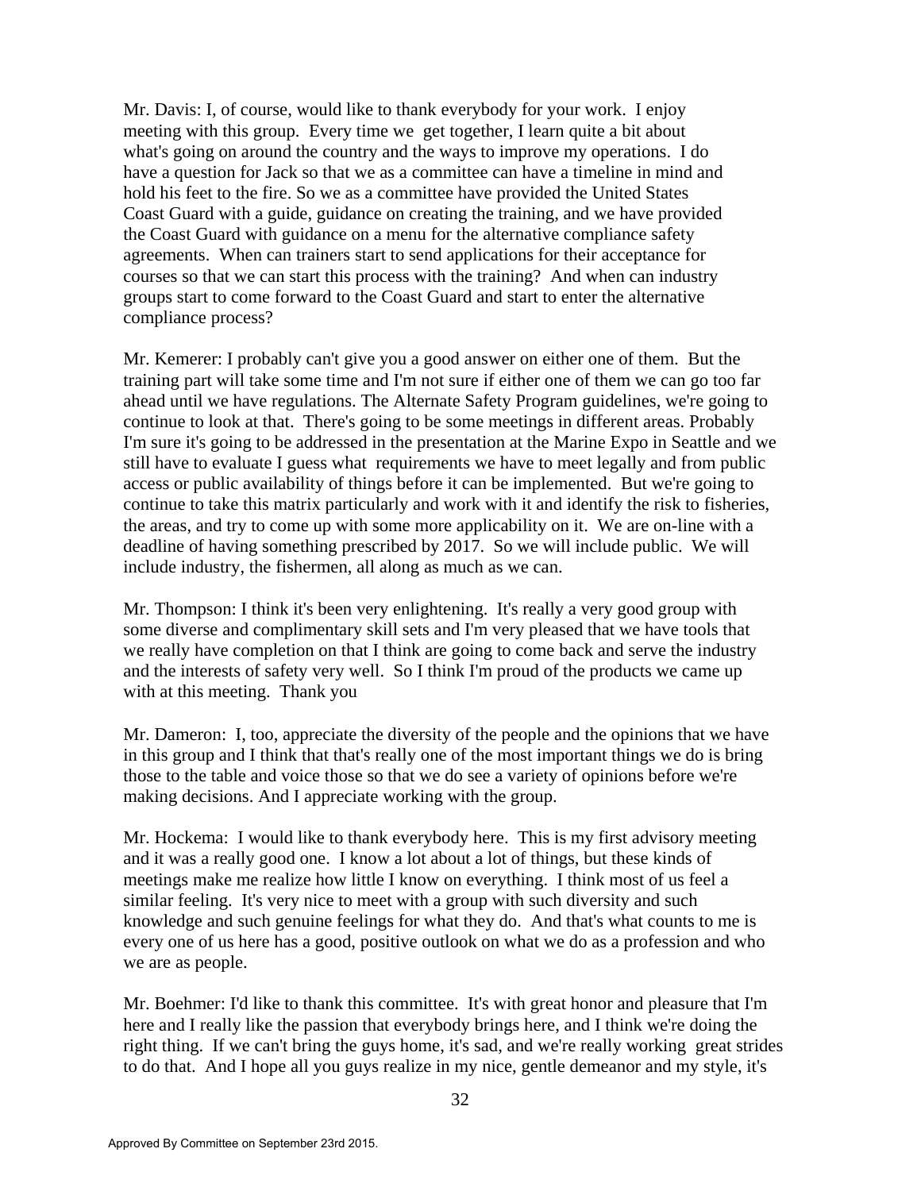Mr. Davis: I, of course, would like to thank everybody for your work. I enjoy meeting with this group. Every time we get together, I learn quite a bit about what's going on around the country and the ways to improve my operations. I do have a question for Jack so that we as a committee can have a timeline in mind and hold his feet to the fire. So we as a committee have provided the United States Coast Guard with a guide, guidance on creating the training, and we have provided the Coast Guard with guidance on a menu for the alternative compliance safety agreements. When can trainers start to send applications for their acceptance for courses so that we can start this process with the training? And when can industry groups start to come forward to the Coast Guard and start to enter the alternative compliance process?

Mr. Kemerer: I probably can't give you a good answer on either one of them. But the training part will take some time and I'm not sure if either one of them we can go too far ahead until we have regulations. The Alternate Safety Program guidelines, we're going to continue to look at that. There's going to be some meetings in different areas. Probably I'm sure it's going to be addressed in the presentation at the Marine Expo in Seattle and we still have to evaluate I guess what requirements we have to meet legally and from public access or public availability of things before it can be implemented. But we're going to continue to take this matrix particularly and work with it and identify the risk to fisheries, the areas, and try to come up with some more applicability on it. We are on-line with a deadline of having something prescribed by 2017. So we will include public. We will include industry, the fishermen, all along as much as we can.

Mr. Thompson: I think it's been very enlightening. It's really a very good group with some diverse and complimentary skill sets and I'm very pleased that we have tools that we really have completion on that I think are going to come back and serve the industry and the interests of safety very well. So I think I'm proud of the products we came up with at this meeting. Thank you

Mr. Dameron: I, too, appreciate the diversity of the people and the opinions that we have in this group and I think that that's really one of the most important things we do is bring those to the table and voice those so that we do see a variety of opinions before we're making decisions. And I appreciate working with the group.

Mr. Hockema: I would like to thank everybody here. This is my first advisory meeting and it was a really good one. I know a lot about a lot of things, but these kinds of meetings make me realize how little I know on everything. I think most of us feel a similar feeling. It's very nice to meet with a group with such diversity and such knowledge and such genuine feelings for what they do. And that's what counts to me is every one of us here has a good, positive outlook on what we do as a profession and who we are as people.

Mr. Boehmer: I'd like to thank this committee. It's with great honor and pleasure that I'm here and I really like the passion that everybody brings here, and I think we're doing the right thing. If we can't bring the guys home, it's sad, and we're really working great strides to do that. And I hope all you guys realize in my nice, gentle demeanor and my style, it's

Approved By Committee on September 23rd 2015.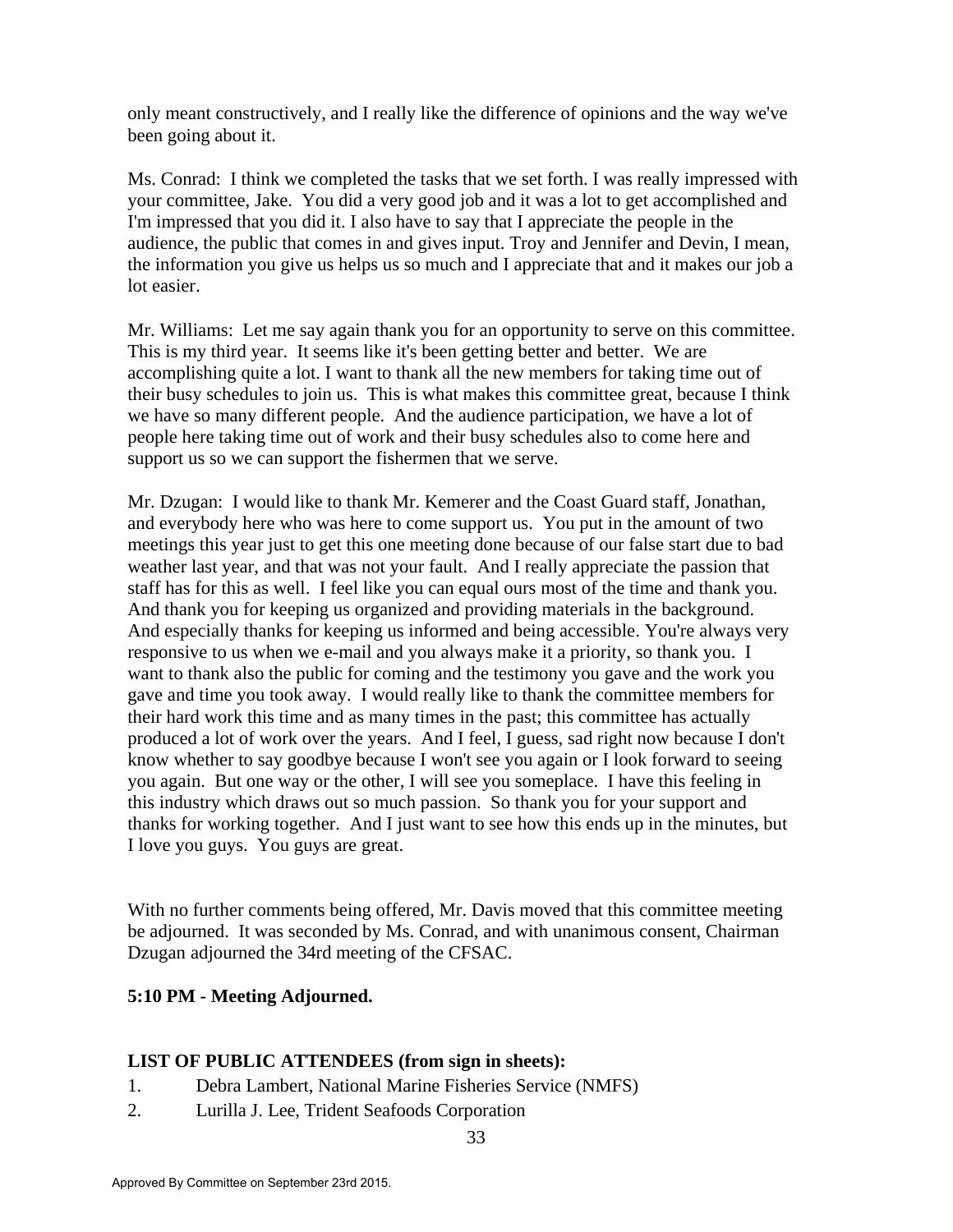only meant constructively, and I really like the difference of opinions and the way we've been going about it.

Ms. Conrad: I think we completed the tasks that we set forth. I was really impressed with your committee, Jake. You did a very good job and it was a lot to get accomplished and I'm impressed that you did it. I also have to say that I appreciate the people in the audience, the public that comes in and gives input. Troy and Jennifer and Devin, I mean, the information you give us helps us so much and I appreciate that and it makes our job a lot easier.

Mr. Williams: Let me say again thank you for an opportunity to serve on this committee. This is my third year. It seems like it's been getting better and better. We are accomplishing quite a lot. I want to thank all the new members for taking time out of their busy schedules to join us. This is what makes this committee great, because I think we have so many different people. And the audience participation, we have a lot of people here taking time out of work and their busy schedules also to come here and support us so we can support the fishermen that we serve.

Mr. Dzugan: I would like to thank Mr. Kemerer and the Coast Guard staff, Jonathan, and everybody here who was here to come support us. You put in the amount of two meetings this year just to get this one meeting done because of our false start due to bad weather last year, and that was not your fault. And I really appreciate the passion that staff has for this as well. I feel like you can equal ours most of the time and thank you. And thank you for keeping us organized and providing materials in the background. And especially thanks for keeping us informed and being accessible. You're always very responsive to us when we e-mail and you always make it a priority, so thank you. I want to thank also the public for coming and the testimony you gave and the work you gave and time you took away. I would really like to thank the committee members for their hard work this time and as many times in the past; this committee has actually produced a lot of work over the years. And I feel, I guess, sad right now because I don't know whether to say goodbye because I won't see you again or I look forward to seeing you again. But one way or the other, I will see you someplace. I have this feeling in this industry which draws out so much passion. So thank you for your support and thanks for working together. And I just want to see how this ends up in the minutes, but I love you guys. You guys are great.

With no further comments being offered, Mr. Davis moved that this committee meeting be adjourned. It was seconded by Ms. Conrad, and with unanimous consent, Chairman Dzugan adjourned the 34rd meeting of the CFSAC.

**5:10 PM - Meeting Adjourned.**

**LIST OF PUBLIC ATTENDEES (from sign in sheets):**

1. Debra Lambert, National Marine Fisheries Service (NMFS)
2. Lurilla J. Lee, Trident Seafoods Corporation

Approved By Committee on September 23rd 2015.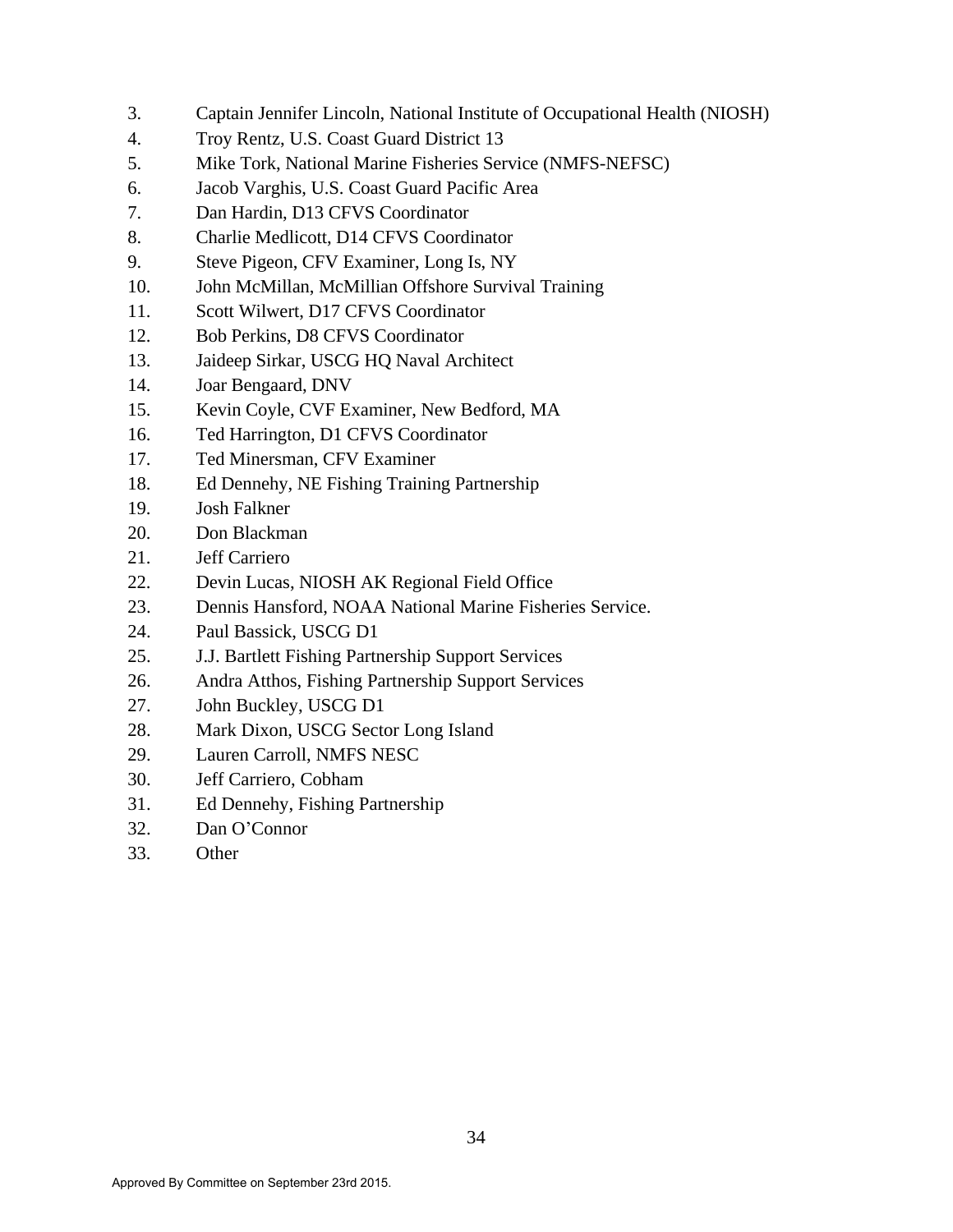3. Captain Jennifer Lincoln, National Institute of Occupational Health (NIOSH)
4. Troy Rentz, U.S. Coast Guard District 13
5. Mike Tork, National Marine Fisheries Service (NMFS-NEFSC)
6. Jacob Varghis, U.S. Coast Guard Pacific Area
7. Dan Hardin, D13 CFVS Coordinator
8. Charlie Medlicott, D14 CFVS Coordinator
9. Steve Pigeon, CFV Examiner, Long Is, NY
10. John McMillan, McMillian Offshore Survival Training
11. Scott Wilwert, D17 CFVS Coordinator
12. Bob Perkins, D8 CFVS Coordinator
13. Jaideep Sirkar, USCG HQ Naval Architect
14. Joar Bengaard, DNV
15. Kevin Coyle, CVF Examiner, New Bedford, MA
16. Ted Harrington, D1 CFVS Coordinator
17. Ted Minersman, CFV Examiner
18. Ed Dennehy, NE Fishing Training Partnership
19. Josh Falkner
20. Don Blackman
21. Jeff Carriero
22. Devin Lucas, NIOSH AK Regional Field Office
23. Dennis Hansford, NOAA National Marine Fisheries Service.
24. Paul Bassick, USCG D1
25. J.J. Bartlett Fishing Partnership Support Services
26. Andra Atthos, Fishing Partnership Support Services
27. John Buckley, USCG D1
28. Mark Dixon, USCG Sector Long Island
29. Lauren Carroll, NMFS NESC
30. Jeff Carriero, Cobham
31. Ed Dennehy, Fishing Partnership
32. Dan O'Connor
33. Other

Approved By Committee on September 23rd 2015.